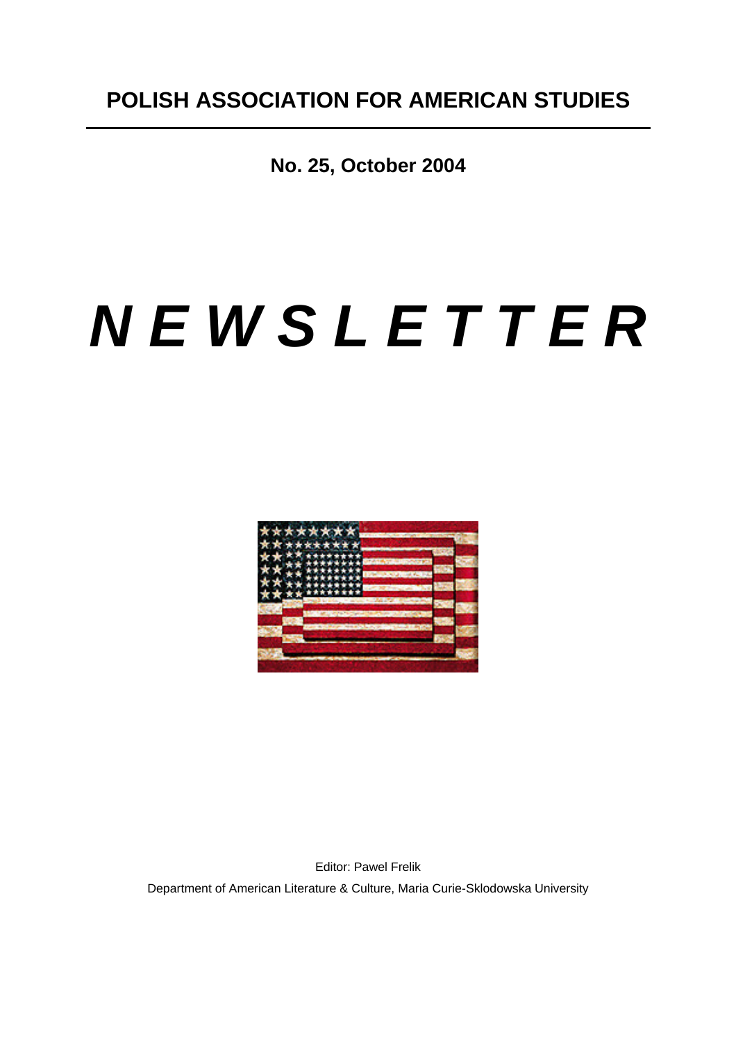# POLISH ASSOCIATION FOR AMERICAN STUDIES

**No. 25, October 2004**

# *N E W S L E T T E R*

Editor: Pawel Frelik

Department of American Literature & Culture, Maria Curie-Sklodowska University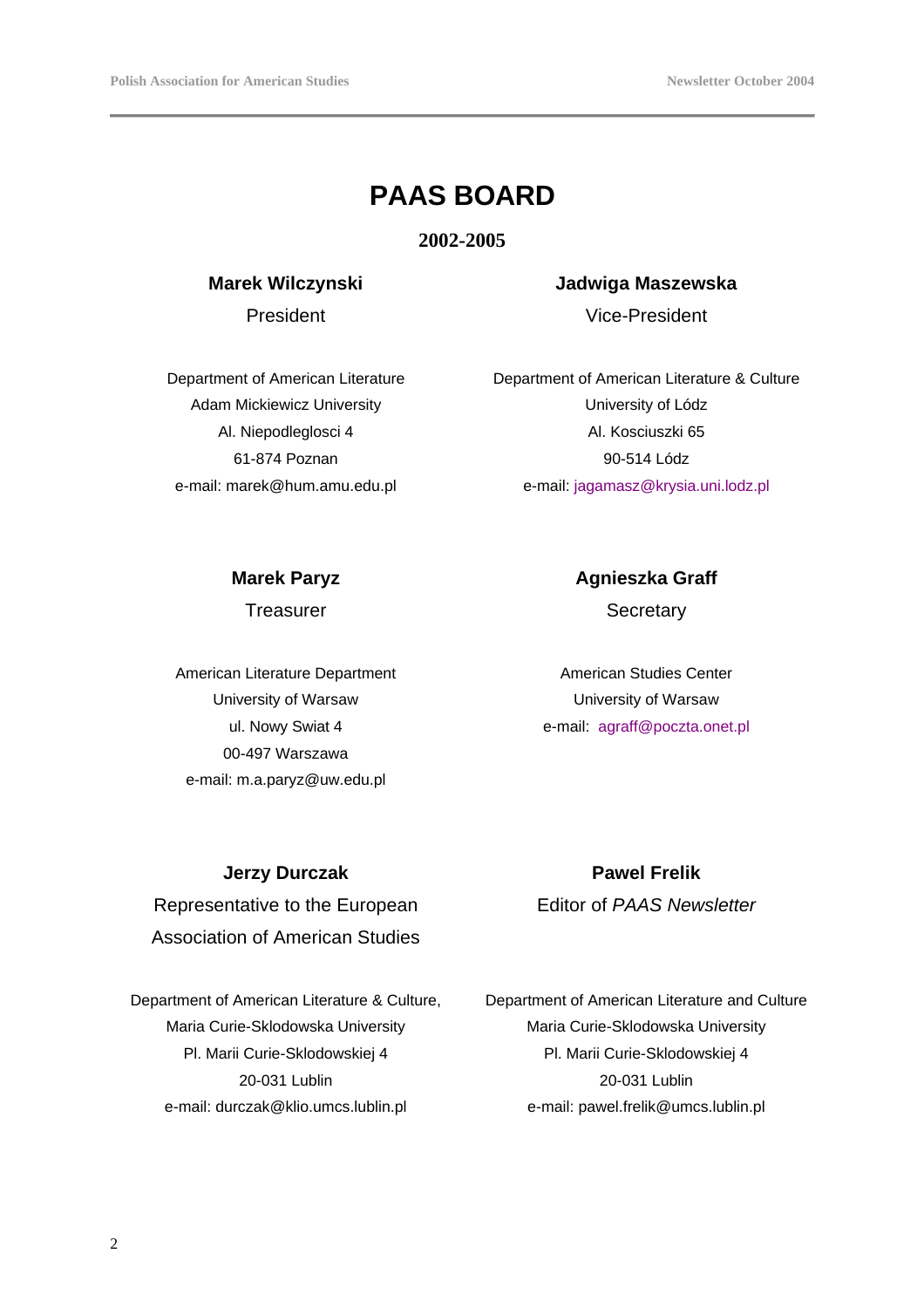# PAAS BOARD

**2002-2005**

**Marek Wilczynski**

President

Department of American Literature
Adam Mickiewicz University
Al. Niepodleglosci 4
61-874 Poznan
e-mail: marek@hum.amu.edu.pl

**Jadwiga Maszewska**

Vice-President

Department of American Literature & Culture
University of Lódz
Al. Kosciuszki 65
90-514 Lódz
e-mail: jagamasz@krysia.uni.lodz.pl

**Marek Paryz**

Treasurer

American Literature Department
University of Warsaw
ul. Nowy Swiat 4
00-497 Warszawa
e-mail: m.a.paryz@uw.edu.pl

**Agnieszka Graff**

Secretary

American Studies Center
University of Warsaw
e-mail: agraff@poczta.onet.pl

**Jerzy Durczak**

Representative to the European Association of American Studies

Department of American Literature & Culture,
Maria Curie-Sklodowska University
Pl. Marii Curie-Sklodowskiej 4
20-031 Lublin
e-mail: durczak@klio.umcs.lublin.pl

**Pawel Frelik**

Editor of *PAAS Newsletter*

Department of American Literature and Culture
Maria Curie-Sklodowska University
Pl. Marii Curie-Sklodowskiej 4
20-031 Lublin
e-mail: pawel.frelik@umcs.lublin.pl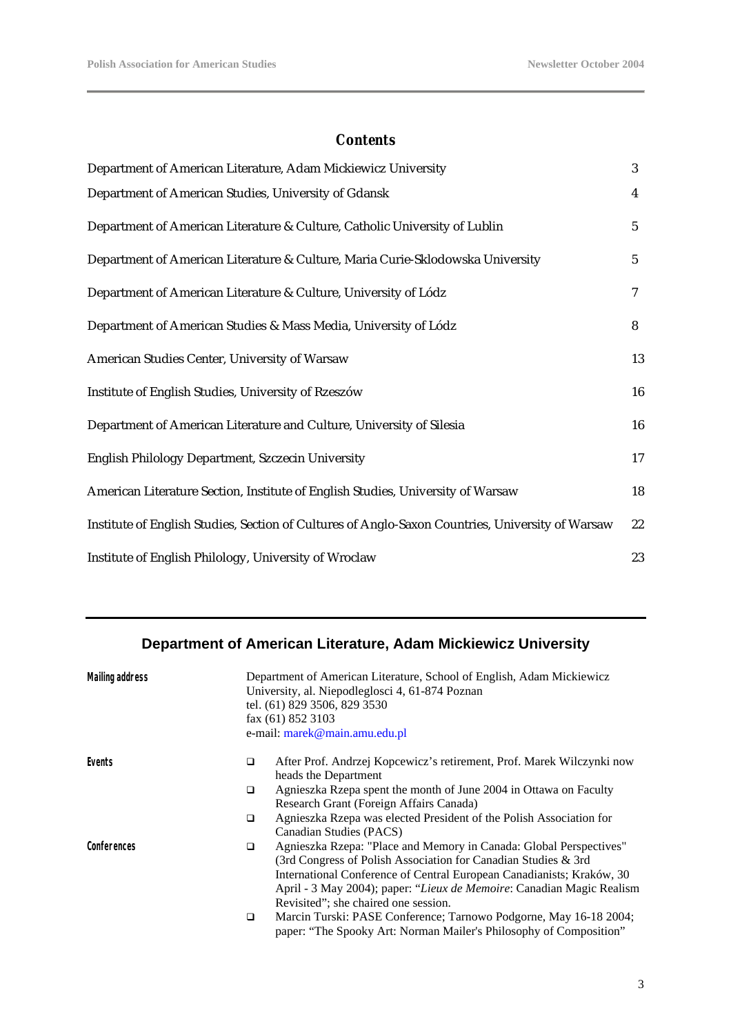## Contents

| | |
|---|---|
| Department of American Literature, Adam Mickiewicz University | 3 |
| Department of American Studies, University of Gdansk | 4 |
| Department of American Literature & Culture, Catholic University of Lublin | 5 |
| Department of American Literature & Culture, Maria Curie-Sklodowska University | 5 |
| Department of American Literature & Culture, University of Lódz | 7 |
| Department of American Studies & Mass Media, University of Lódz | 8 |
| American Studies Center, University of Warsaw | 13 |
| Institute of English Studies, University of Rzeszów | 16 |
| Department of American Literature and Culture, University of Silesia | 16 |
| English Philology Department, Szczecin University | 17 |
| American Literature Section, Institute of English Studies, University of Warsaw | 18 |
| Institute of English Studies, Section of Cultures of Anglo-Saxon Countries, University of Warsaw | 22 |
| Institute of English Philology, University of Wroclaw | 23 |

## Department of American Literature, Adam Mickiewicz University

**Mailing address**

Department of American Literature, School of English, Adam Mickiewicz University, al. Niepodleglosci 4, 61-874 Poznan
tel. (61) 829 3506, 829 3530
fax (61) 852 3103
e-mail: marek@main.amu.edu.pl

**Events**

- After Prof. Andrzej Kopcewicz's retirement, Prof. Marek Wilczynki now heads the Department
- Agnieszka Rzepa spent the month of June 2004 in Ottawa on Faculty Research Grant (Foreign Affairs Canada)
- Agnieszka Rzepa was elected President of the Polish Association for Canadian Studies (PACS)

**Conferences**

- Agnieszka Rzepa: "Place and Memory in Canada: Global Perspectives" (3rd Congress of Polish Association for Canadian Studies & 3rd International Conference of Central European Canadianists; Kraków, 30 April - 3 May 2004); paper: "*Lieux de Memoire*: Canadian Magic Realism Revisited"; she chaired one session.
- Marcin Turski: PASE Conference; Tarnowo Podgorne, May 16-18 2004; paper: "The Spooky Art: Norman Mailer's Philosophy of Composition"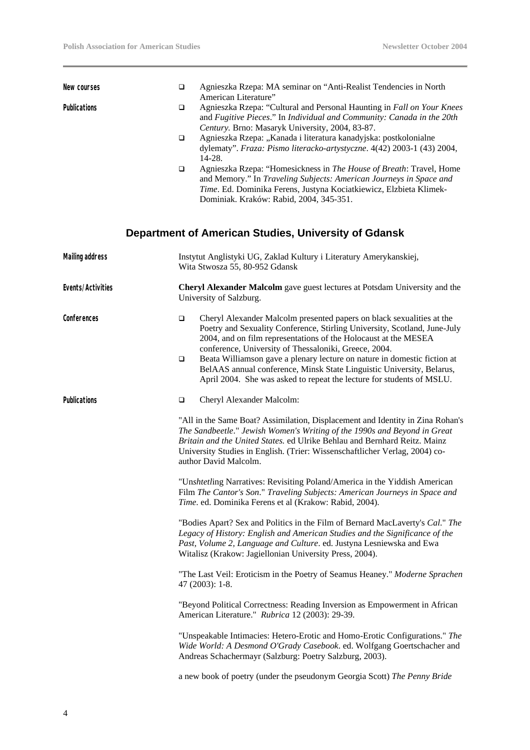**New courses**

- Agnieszka Rzepa: MA seminar on "Anti-Realist Tendencies in North American Literature"

**Publications**

- Agnieszka Rzepa: "Cultural and Personal Haunting in *Fall on Your Knees* and *Fugitive Pieces*." In *Individual and Community: Canada in the 20th Century.* Brno: Masaryk University, 2004, 83-87.
- Agnieszka Rzepa: „Kanada i literatura kanadyjska: postkolonialne dylematy". *Fraza: Pismo literacko-artystyczne*. 4(42) 2003-1 (43) 2004, 14-28.
- Agnieszka Rzepa: "Homesickness in *The House of Breath*: Travel, Home and Memory." In *Traveling Subjects: American Journeys in Space and Time*. Ed. Dominika Ferens, Justyna Kociatkiewicz, Elzbieta Klimek-Dominiak. Kraków: Rabid, 2004, 345-351.

## Department of American Studies, University of Gdansk

**Mailing address**

Instytut Anglistyki UG, Zaklad Kultury i Literatury Amerykanskiej, Wita Stwosza 55, 80-952 Gdansk

**Events/Activities**

**Cheryl Alexander Malcolm** gave guest lectures at Potsdam University and the University of Salzburg.

**Conferences**

- Cheryl Alexander Malcolm presented papers on black sexualities at the Poetry and Sexuality Conference, Stirling University, Scotland, June-July 2004, and on film representations of the Holocaust at the MESEA conference, University of Thessaloniki, Greece, 2004.
- Beata Williamson gave a plenary lecture on nature in domestic fiction at BelAAS annual conference, Minsk State Linguistic University, Belarus, April 2004. She was asked to repeat the lecture for students of MSLU.

**Publications**

- Cheryl Alexander Malcolm:

"All in the Same Boat? Assimilation, Displacement and Identity in Zina Rohan's *The Sandbeetle*." *Jewish Women's Writing of the 1990s and Beyond in Great Britain and the United States.* ed Ulrike Behlau and Bernhard Reitz. Mainz University Studies in English. (Trier: Wissenschaftlicher Verlag, 2004) co-author David Malcolm.

"Un*shtetl*ing Narratives: Revisiting Poland/America in the Yiddish American Film *The Cantor's Son*." *Traveling Subjects: American Journeys in Space and Time*. ed. Dominika Ferens et al (Krakow: Rabid, 2004).

"Bodies Apart? Sex and Politics in the Film of Bernard MacLaverty's *Cal*." *The Legacy of History: English and American Studies and the Significance of the Past, Volume 2, Language and Culture*. ed. Justyna Lesniewska and Ewa Witalisz (Krakow: Jagiellonian University Press, 2004).

"The Last Veil: Eroticism in the Poetry of Seamus Heaney." *Moderne Sprachen* 47 (2003): 1-8.

"Beyond Political Correctness: Reading Inversion as Empowerment in African American Literature." *Rubrica* 12 (2003): 29-39.

"Unspeakable Intimacies: Hetero-Erotic and Homo-Erotic Configurations." *The Wide World: A Desmond O'Grady Casebook*. ed. Wolfgang Goertschacher and Andreas Schachermayr (Salzburg: Poetry Salzburg, 2003).

a new book of poetry (under the pseudonym Georgia Scott) *The Penny Bride*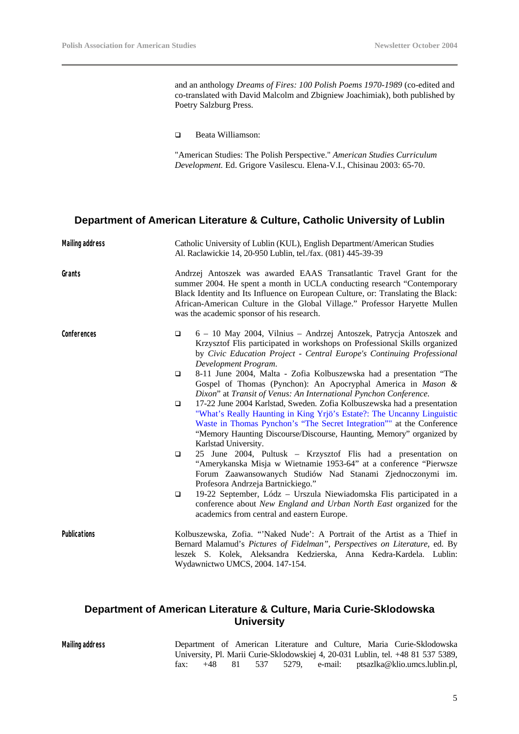and an anthology *Dreams of Fires: 100 Polish Poems 1970-1989* (co-edited and co-translated with David Malcolm and Zbigniew Joachimiak), both published by Poetry Salzburg Press.

- Beata Williamson:

"American Studies: The Polish Perspective." *American Studies Curriculum Development.* Ed. Grigore Vasilescu. Elena-V.I., Chisinau 2003: 65-70.

## Department of American Literature & Culture, Catholic University of Lublin

**Mailing address**

Catholic University of Lublin (KUL), English Department/American Studies
Al. Raclawickie 14, 20-950 Lublin, tel./fax. (081) 445-39-39

**Grants**

Andrzej Antoszek was awarded EAAS Transatlantic Travel Grant for the summer 2004. He spent a month in UCLA conducting research "Contemporary Black Identity and Its Influence on European Culture, or: Translating the Black: African-American Culture in the Global Village." Professor Haryette Mullen was the academic sponsor of his research.

**Conferences**

- 6 – 10 May 2004, Vilnius – Andrzej Antoszek, Patrycja Antoszek and Krzysztof Flis participated in workshops on Professional Skills organized by *Civic Education Project - Central Europe's Continuing Professional Development Program*.
- 8-11 June 2004, Malta - Zofia Kolbuszewska had a presentation "The Gospel of Thomas (Pynchon): An Apocryphal America in *Mason & Dixon*" at *Transit of Venus: An International Pynchon Conference.*
- 17-22 June 2004 Karlstad, Sweden. Zofia Kolbuszewska had a presentation "What's Really Haunting in King Yrjö's Estate?: The Uncanny Linguistic Waste in Thomas Pynchon's "The Secret Integration"" at the Conference "Memory Haunting Discourse/Discourse, Haunting, Memory" organized by Karlstad University.
- 25 June 2004, Pultusk – Krzysztof Flis had a presentation on "Amerykanska Misja w Wietnamie 1953-64" at a conference "Pierwsze Forum Zaawansowanych Studiów Nad Stanami Zjednoczonymi im. Profesora Andrzeja Bartnickiego."
- 19-22 September, Lódz – Urszula Niewiadomska Flis participated in a conference about *New England and Urban North East* organized for the academics from central and eastern Europe.

**Publications**

Kolbuszewska, Zofia. "'Naked Nude': A Portrait of the Artist as a Thief in Bernard Malamud's *Pictures of Fidelman*", *Perspectives on Literature*, ed. By leszek S. Kolek, Aleksandra Kedzierska, Anna Kedra-Kardela. Lublin: Wydawnictwo UMCS, 2004. 147-154.

## Department of American Literature & Culture, Maria Curie-Sklodowska University

**Mailing address**

Department of American Literature and Culture, Maria Curie-Sklodowska University, Pl. Marii Curie-Sklodowskiej 4, 20-031 Lublin, tel. +48 81 537 5389, fax: +48 81 537 5279, e-mail: ptsazlka@klio.umcs.lublin.pl,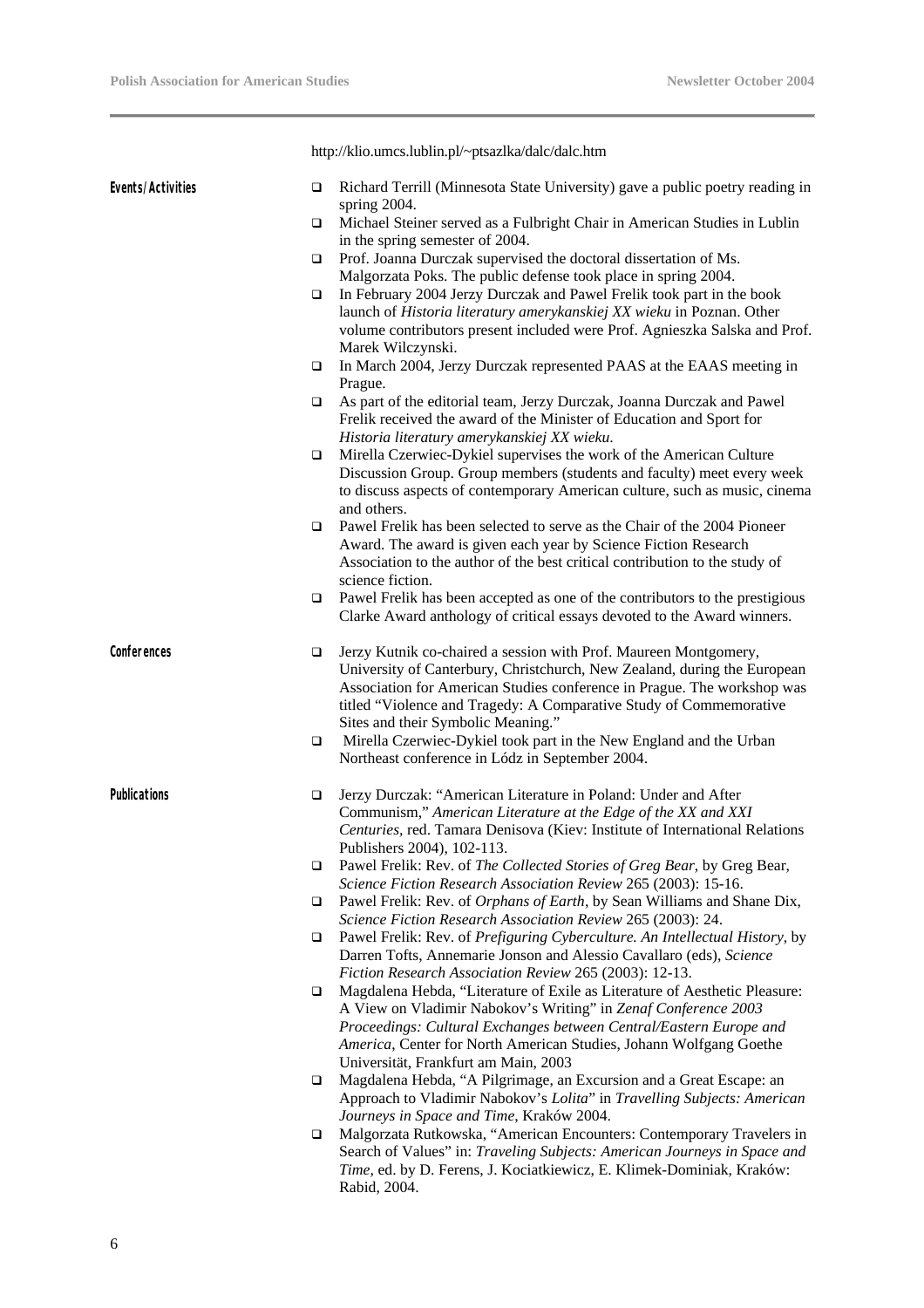http://klio.umcs.lublin.pl/~ptsazlka/dalc/dalc.htm

**Events/Activities**

- Richard Terrill (Minnesota State University) gave a public poetry reading in spring 2004.
- Michael Steiner served as a Fulbright Chair in American Studies in Lublin in the spring semester of 2004.
- Prof. Joanna Durczak supervised the doctoral dissertation of Ms. Malgorzata Poks. The public defense took place in spring 2004.
- In February 2004 Jerzy Durczak and Pawel Frelik took part in the book launch of *Historia literatury amerykanskiej XX wieku* in Poznan. Other volume contributors present included were Prof. Agnieszka Salska and Prof. Marek Wilczynski.
- In March 2004, Jerzy Durczak represented PAAS at the EAAS meeting in Prague.
- As part of the editorial team, Jerzy Durczak, Joanna Durczak and Pawel Frelik received the award of the Minister of Education and Sport for *Historia literatury amerykanskiej XX wieku.*
- Mirella Czerwiec-Dykiel supervises the work of the American Culture Discussion Group. Group members (students and faculty) meet every week to discuss aspects of contemporary American culture, such as music, cinema and others.
- Pawel Frelik has been selected to serve as the Chair of the 2004 Pioneer Award. The award is given each year by Science Fiction Research Association to the author of the best critical contribution to the study of science fiction.
- Pawel Frelik has been accepted as one of the contributors to the prestigious Clarke Award anthology of critical essays devoted to the Award winners.

**Conferences**

- Jerzy Kutnik co-chaired a session with Prof. Maureen Montgomery, University of Canterbury, Christchurch, New Zealand, during the European Association for American Studies conference in Prague. The workshop was titled "Violence and Tragedy: A Comparative Study of Commemorative Sites and their Symbolic Meaning."
- Mirella Czerwiec-Dykiel took part in the New England and the Urban Northeast conference in Lódz in September 2004.

**Publications**

- Jerzy Durczak: "American Literature in Poland: Under and After Communism," *American Literature at the Edge of the XX and XXI Centuries*, red. Tamara Denisova (Kiev: Institute of International Relations Publishers 2004), 102-113.
- Pawel Frelik: Rev. of *The Collected Stories of Greg Bear*, by Greg Bear, *Science Fiction Research Association Review* 265 (2003): 15-16.
- Pawel Frelik: Rev. of *Orphans of Earth*, by Sean Williams and Shane Dix, *Science Fiction Research Association Review* 265 (2003): 24.
- Pawel Frelik: Rev. of *Prefiguring Cyberculture. An Intellectual History*, by Darren Tofts, Annemarie Jonson and Alessio Cavallaro (eds), *Science Fiction Research Association Review* 265 (2003): 12-13.
- Magdalena Hebda, "Literature of Exile as Literature of Aesthetic Pleasure: A View on Vladimir Nabokov's Writing" in *Zenaf Conference 2003 Proceedings: Cultural Exchanges between Central/Eastern Europe and America*, Center for North American Studies, Johann Wolfgang Goethe Universität, Frankfurt am Main, 2003
- Magdalena Hebda, "A Pilgrimage, an Excursion and a Great Escape: an Approach to Vladimir Nabokov's *Lolita*" in *Travelling Subjects: American Journeys in Space and Time*, Kraków 2004.
- Malgorzata Rutkowska, "American Encounters: Contemporary Travelers in Search of Values" in: *Traveling Subjects: American Journeys in Space and Time*, ed. by D. Ferens, J. Kociatkiewicz, E. Klimek-Dominiak, Kraków: Rabid, 2004.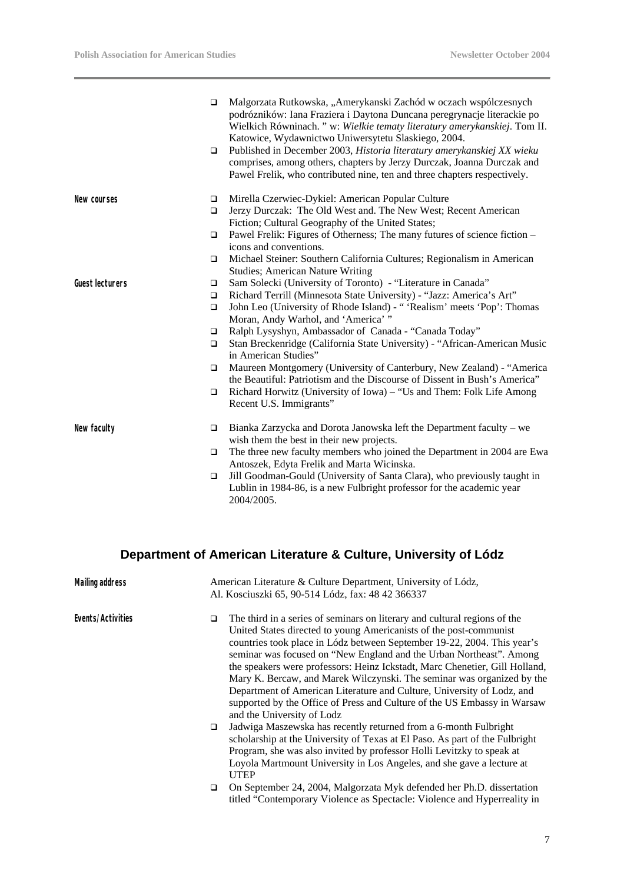- Malgorzata Rutkowska, „Amerykanski Zachód w oczach wspólczesnych podrózników: Iana Fraziera i Daytona Duncana peregrynacje literackie po Wielkich Równinach. " w: *Wielkie tematy literatury amerykanskiej*. Tom II. Katowice, Wydawnictwo Uniwersytetu Slaskiego, 2004.
- Published in December 2003, *Historia literatury amerykanskiej XX wieku* comprises, among others, chapters by Jerzy Durczak, Joanna Durczak and Pawel Frelik, who contributed nine, ten and three chapters respectively.

**New courses**

- Mirella Czerwiec-Dykiel: American Popular Culture
- Jerzy Durczak: The Old West and. The New West; Recent American Fiction; Cultural Geography of the United States;
- Pawel Frelik: Figures of Otherness; The many futures of science fiction – icons and conventions.
- Michael Steiner: Southern California Cultures; Regionalism in American Studies; American Nature Writing

**Guest lecturers**

- Sam Solecki (University of Toronto) - "Literature in Canada"
- Richard Terrill (Minnesota State University) - "Jazz: America's Art"
- John Leo (University of Rhode Island) - " 'Realism' meets 'Pop': Thomas Moran, Andy Warhol, and 'America' "
- Ralph Lysyshyn, Ambassador of Canada - "Canada Today"
- Stan Breckenridge (California State University) - "African-American Music in American Studies"
- Maureen Montgomery (University of Canterbury, New Zealand) - "America the Beautiful: Patriotism and the Discourse of Dissent in Bush's America"
- Richard Horwitz (University of Iowa) – "Us and Them: Folk Life Among Recent U.S. Immigrants"

**New faculty**

- Bianka Zarzycka and Dorota Janowska left the Department faculty – we wish them the best in their new projects.
- The three new faculty members who joined the Department in 2004 are Ewa Antoszek, Edyta Frelik and Marta Wicinska.
- Jill Goodman-Gould (University of Santa Clara), who previously taught in Lublin in 1984-86, is a new Fulbright professor for the academic year 2004/2005.

## Department of American Literature & Culture, University of Lódz

**Mailing address**

American Literature & Culture Department, University of Lódz,
Al. Kosciuszki 65, 90-514 Lódz, fax: 48 42 366337

**Events/Activities**

- The third in a series of seminars on literary and cultural regions of the United States directed to young Americanists of the post-communist countries took place in Lódz between September 19-22, 2004. This year's seminar was focused on "New England and the Urban Northeast". Among the speakers were professors: Heinz Ickstadt, Marc Chenetier, Gill Holland, Mary K. Bercaw, and Marek Wilczynski. The seminar was organized by the Department of American Literature and Culture, University of Lodz, and supported by the Office of Press and Culture of the US Embassy in Warsaw and the University of Lodz
- Jadwiga Maszewska has recently returned from a 6-month Fulbright scholarship at the University of Texas at El Paso. As part of the Fulbright Program, she was also invited by professor Holli Levitzky to speak at Loyola Martmount University in Los Angeles, and she gave a lecture at UTEP
- On September 24, 2004, Malgorzata Myk defended her Ph.D. dissertation titled "Contemporary Violence as Spectacle: Violence and Hyperreality in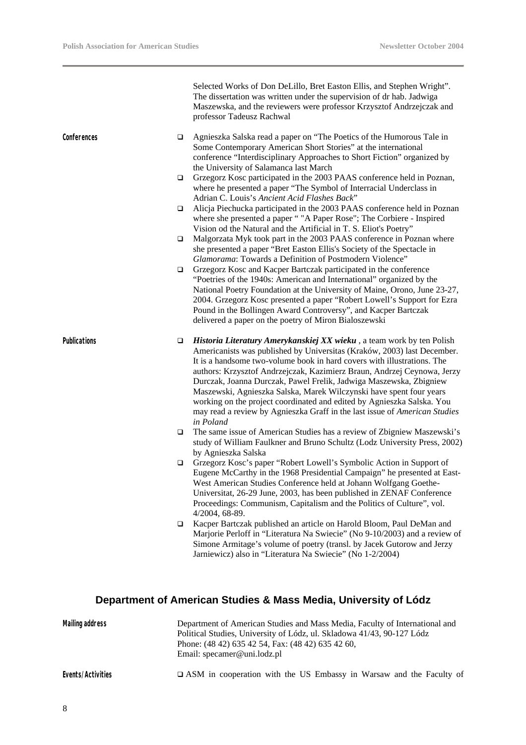Selected Works of Don DeLillo, Bret Easton Ellis, and Stephen Wright". The dissertation was written under the supervision of dr hab. Jadwiga Maszewska, and the reviewers were professor Krzysztof Andrzejczak and professor Tadeusz Rachwal

**Conferences**

- Agnieszka Salska read a paper on "The Poetics of the Humorous Tale in Some Contemporary American Short Stories" at the international conference "Interdisciplinary Approaches to Short Fiction" organized by the University of Salamanca last March
- Grzegorz Kosc participated in the 2003 PAAS conference held in Poznan, where he presented a paper "The Symbol of Interracial Underclass in Adrian C. Louis's *Ancient Acid Flashes Back*"
- Alicja Piechucka participated in the 2003 PAAS conference held in Poznan where she presented a paper " "A Paper Rose"; The Corbiere - Inspired Vision od the Natural and the Artificial in T. S. Eliot's Poetry"
- Malgorzata Myk took part in the 2003 PAAS conference in Poznan where she presented a paper "Bret Easton Ellis's Society of the Spectacle in *Glamorama*: Towards a Definition of Postmodern Violence"
- Grzegorz Kosc and Kacper Bartczak participated in the conference "Poetries of the 1940s: American and International" organized by the National Poetry Foundation at the University of Maine, Orono, June 23-27, 2004. Grzegorz Kosc presented a paper "Robert Lowell's Support for Ezra Pound in the Bollingen Award Controversy", and Kacper Bartczak delivered a paper on the poetry of Miron Bialoszewski

**Publications**

- ***Historia Literatury Amerykanskiej XX wieku*** , a team work by ten Polish Americanists was published by Universitas (Kraków, 2003) last December. It is a handsome two-volume book in hard covers with illustrations. The authors: Krzysztof Andrzejczak, Kazimierz Braun, Andrzej Ceynowa, Jerzy Durczak, Joanna Durczak, Pawel Frelik, Jadwiga Maszewska, Zbigniew Maszewski, Agnieszka Salska, Marek Wilczynski have spent four years working on the project coordinated and edited by Agnieszka Salska. You may read a review by Agnieszka Graff in the last issue of *American Studies in Poland*
- The same issue of American Studies has a review of Zbigniew Maszewski's study of William Faulkner and Bruno Schultz (Lodz University Press, 2002) by Agnieszka Salska
- Grzegorz Kosc's paper "Robert Lowell's Symbolic Action in Support of Eugene McCarthy in the 1968 Presidential Campaign" he presented at East-West American Studies Conference held at Johann Wolfgang Goethe-Universitat, 26-29 June, 2003, has been published in ZENAF Conference Proceedings: Communism, Capitalism and the Politics of Culture", vol. 4/2004, 68-89.
- Kacper Bartczak published an article on Harold Bloom, Paul DeMan and Marjorie Perloff in "Literatura Na Swiecie" (No 9-10/2003) and a review of Simone Armitage's volume of poetry (transl. by Jacek Gutorow and Jerzy Jarniewicz) also in "Literatura Na Swiecie" (No 1-2/2004)

## Department of American Studies & Mass Media, University of Lódz

**Mailing address**

Department of American Studies and Mass Media, Faculty of International and Political Studies, University of Lódz, ul. Skladowa 41/43, 90-127 Lódz
Phone: (48 42) 635 42 54, Fax: (48 42) 635 42 60,
Email: specamer@uni.lodz.pl

**Events/Activities**

- ASM in cooperation with the US Embassy in Warsaw and the Faculty of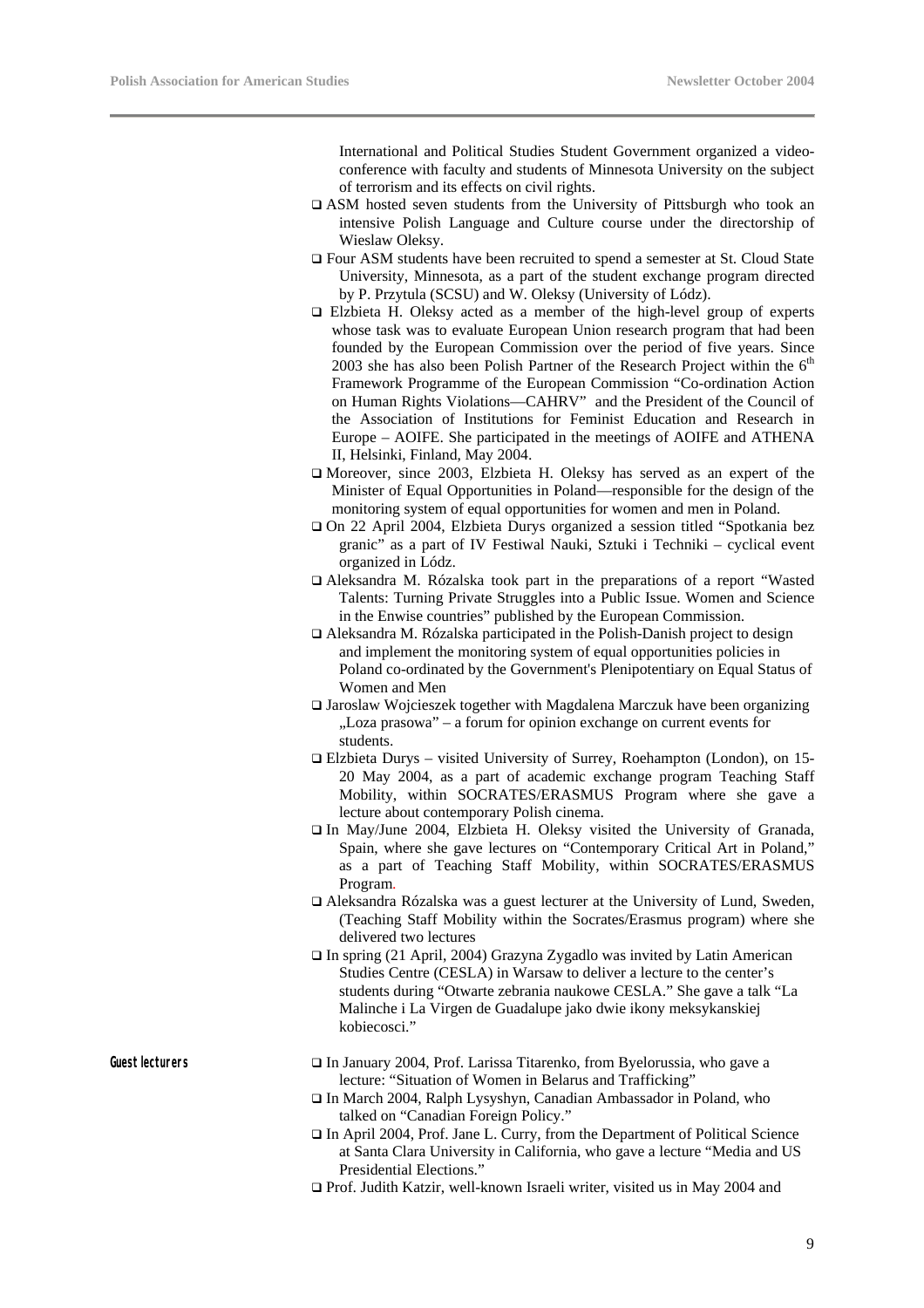International and Political Studies Student Government organized a video-conference with faculty and students of Minnesota University on the subject of terrorism and its effects on civil rights.

- ASM hosted seven students from the University of Pittsburgh who took an intensive Polish Language and Culture course under the directorship of Wieslaw Oleksy.
- Four ASM students have been recruited to spend a semester at St. Cloud State University, Minnesota, as a part of the student exchange program directed by P. Przytula (SCSU) and W. Oleksy (University of Lódz).
- Elzbieta H. Oleksy acted as a member of the high-level group of experts whose task was to evaluate European Union research program that had been founded by the European Commission over the period of five years. Since 2003 she has also been Polish Partner of the Research Project within the 6th Framework Programme of the European Commission "Co-ordination Action on Human Rights Violations—CAHRV" and the President of the Council of the Association of Institutions for Feminist Education and Research in Europe – AOIFE. She participated in the meetings of AOIFE and ATHENA II, Helsinki, Finland, May 2004.
- Moreover, since 2003, Elzbieta H. Oleksy has served as an expert of the Minister of Equal Opportunities in Poland—responsible for the design of the monitoring system of equal opportunities for women and men in Poland.
- On 22 April 2004, Elzbieta Durys organized a session titled "Spotkania bez granic" as a part of IV Festiwal Nauki, Sztuki i Techniki – cyclical event organized in Lódz.
- Aleksandra M. Rózalska took part in the preparations of a report "Wasted Talents: Turning Private Struggles into a Public Issue. Women and Science in the Enwise countries" published by the European Commission.
- Aleksandra M. Rózalska participated in the Polish-Danish project to design and implement the monitoring system of equal opportunities policies in Poland co-ordinated by the Government's Plenipotentiary on Equal Status of Women and Men
- Jaroslaw Wojcieszek together with Magdalena Marczuk have been organizing „Loza prasowa" – a forum for opinion exchange on current events for students.
- Elzbieta Durys – visited University of Surrey, Roehampton (London), on 15-20 May 2004, as a part of academic exchange program Teaching Staff Mobility, within SOCRATES/ERASMUS Program where she gave a lecture about contemporary Polish cinema.
- In May/June 2004, Elzbieta H. Oleksy visited the University of Granada, Spain, where she gave lectures on "Contemporary Critical Art in Poland," as a part of Teaching Staff Mobility, within SOCRATES/ERASMUS Program.
- Aleksandra Rózalska was a guest lecturer at the University of Lund, Sweden, (Teaching Staff Mobility within the Socrates/Erasmus program) where she delivered two lectures
- In spring (21 April, 2004) Grazyna Zygadlo was invited by Latin American Studies Centre (CESLA) in Warsaw to deliver a lecture to the center's students during "Otwarte zebrania naukowe CESLA." She gave a talk "La Malinche i La Virgen de Guadalupe jako dwie ikony meksykanskiej kobiecosci."

**Guest lecturers**

- In January 2004, Prof. Larissa Titarenko, from Byelorussia, who gave a lecture: "Situation of Women in Belarus and Trafficking"
- In March 2004, Ralph Lysyshyn, Canadian Ambassador in Poland, who talked on "Canadian Foreign Policy."
- In April 2004, Prof. Jane L. Curry, from the Department of Political Science at Santa Clara University in California, who gave a lecture "Media and US Presidential Elections."
- Prof. Judith Katzir, well-known Israeli writer, visited us in May 2004 and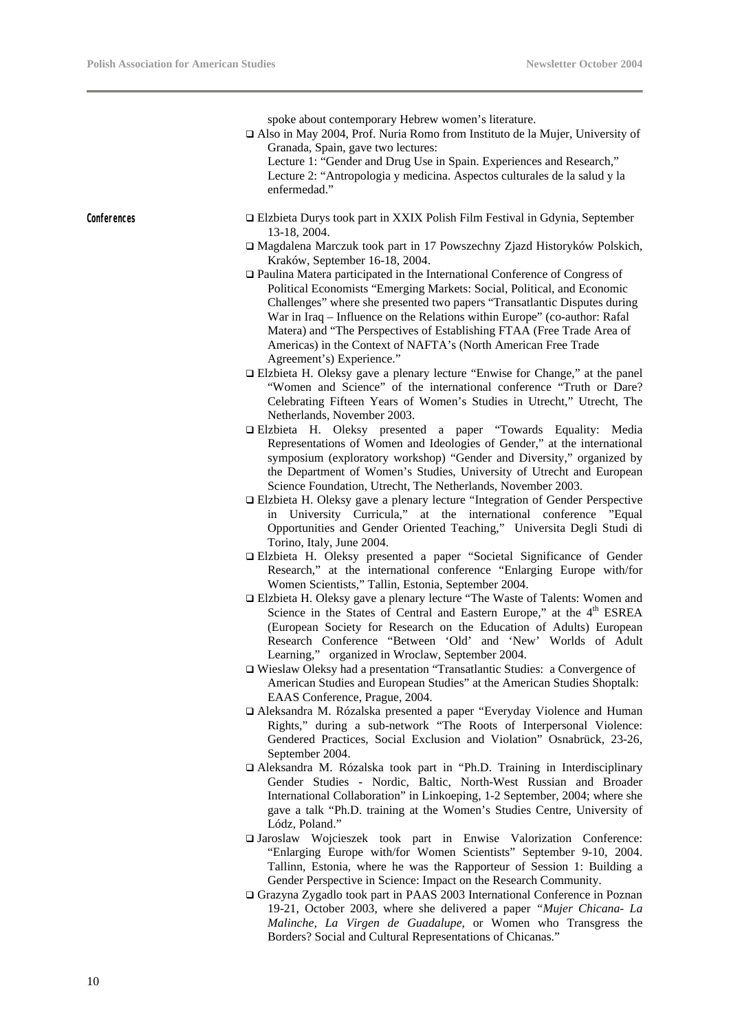spoke about contemporary Hebrew women's literature.

- Also in May 2004, Prof. Nuria Romo from Instituto de la Mujer, University of Granada, Spain, gave two lectures:
  Lecture 1: "Gender and Drug Use in Spain. Experiences and Research,"
  Lecture 2: "Antropologia y medicina. Aspectos culturales de la salud y la enfermedad."

**Conferences**

- Elzbieta Durys took part in XXIX Polish Film Festival in Gdynia, September 13-18, 2004.
- Magdalena Marczuk took part in 17 Powszechny Zjazd Historyków Polskich, Kraków, September 16-18, 2004.
- Paulina Matera participated in the International Conference of Congress of Political Economists "Emerging Markets: Social, Political, and Economic Challenges" where she presented two papers "Transatlantic Disputes during War in Iraq – Influence on the Relations within Europe" (co-author: Rafal Matera) and "The Perspectives of Establishing FTAA (Free Trade Area of Americas) in the Context of NAFTA's (North American Free Trade Agreement's) Experience."
- Elzbieta H. Oleksy gave a plenary lecture "Enwise for Change," at the panel "Women and Science" of the international conference "Truth or Dare? Celebrating Fifteen Years of Women's Studies in Utrecht," Utrecht, The Netherlands, November 2003.
- Elzbieta H. Oleksy presented a paper "Towards Equality: Media Representations of Women and Ideologies of Gender," at the international symposium (exploratory workshop) "Gender and Diversity," organized by the Department of Women's Studies, University of Utrecht and European Science Foundation, Utrecht, The Netherlands, November 2003.
- Elzbieta H. Oleksy gave a plenary lecture "Integration of Gender Perspective in University Curricula," at the international conference "Equal Opportunities and Gender Oriented Teaching," Universita Degli Studi di Torino, Italy, June 2004.
- Elzbieta H. Oleksy presented a paper "Societal Significance of Gender Research," at the international conference "Enlarging Europe with/for Women Scientists," Tallin, Estonia, September 2004.
- Elzbieta H. Oleksy gave a plenary lecture "The Waste of Talents: Women and Science in the States of Central and Eastern Europe," at the 4th ESREA (European Society for Research on the Education of Adults) European Research Conference "Between 'Old' and 'New' Worlds of Adult Learning," organized in Wroclaw, September 2004.
- Wieslaw Oleksy had a presentation "Transatlantic Studies: a Convergence of American Studies and European Studies" at the American Studies Shoptalk: EAAS Conference, Prague, 2004.
- Aleksandra M. Rózalska presented a paper "Everyday Violence and Human Rights," during a sub-network "The Roots of Interpersonal Violence: Gendered Practices, Social Exclusion and Violation" Osnabrück, 23-26, September 2004.
- Aleksandra M. Rózalska took part in "Ph.D. Training in Interdisciplinary Gender Studies - Nordic, Baltic, North-West Russian and Broader International Collaboration" in Linkoeping, 1-2 September, 2004; where she gave a talk "Ph.D. training at the Women's Studies Centre, University of Lódz, Poland."
- Jaroslaw Wojcieszek took part in Enwise Valorization Conference: "Enlarging Europe with/for Women Scientists" September 9-10, 2004. Tallinn, Estonia, where he was the Rapporteur of Session 1: Building a Gender Perspective in Science: Impact on the Research Community.
- Grazyna Zygadlo took part in PAAS 2003 International Conference in Poznan 19-21, October 2003, where she delivered a paper "*Mujer Chicana- La Malinche, La Virgen de Guadalupe*, or Women who Transgress the Borders? Social and Cultural Representations of Chicanas."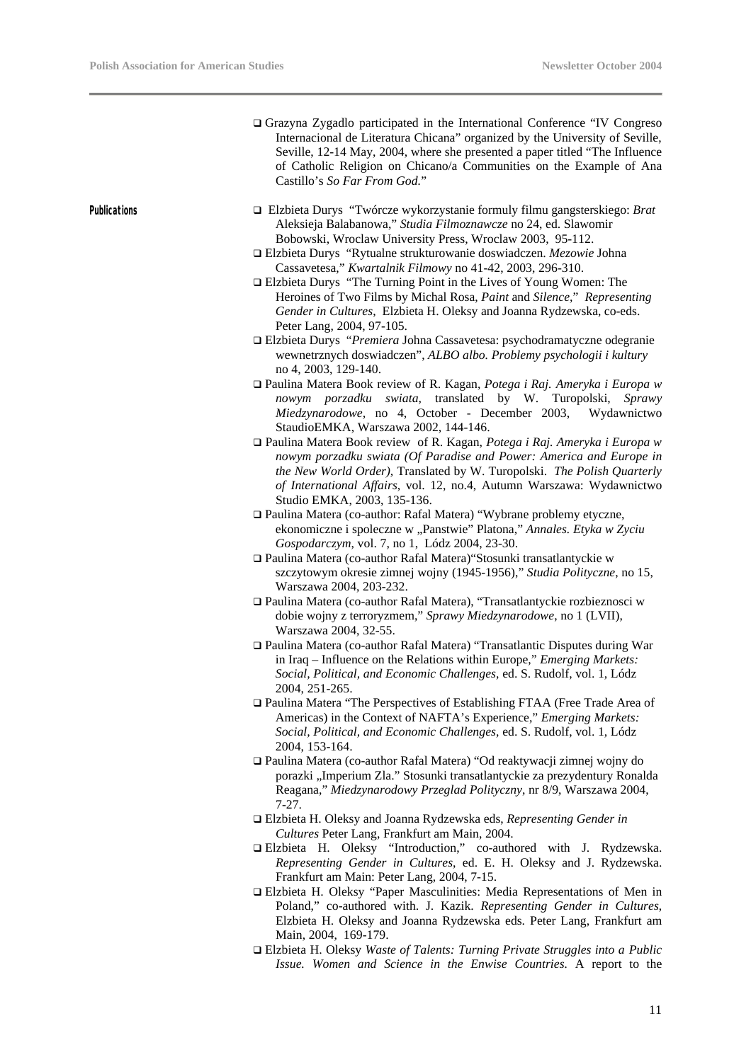- Grazyna Zygadlo participated in the International Conference "IV Congreso Internacional de Literatura Chicana" organized by the University of Seville, Seville, 12-14 May, 2004, where she presented a paper titled "The Influence of Catholic Religion on Chicano/a Communities on the Example of Ana Castillo's *So Far From God*."

**Publications**

- Elzbieta Durys "Twórcze wykorzystanie formuly filmu gangsterskiego: *Brat* Aleksieja Balabanowa," *Studia Filmoznawcze* no 24, ed. Slawomir Bobowski, Wroclaw University Press, Wroclaw 2003, 95-112.
- Elzbieta Durys "Rytualne strukturowanie doswiadczen. *Mezowie* Johna Cassavetesa," *Kwartalnik Filmowy* no 41-42, 2003, 296-310.
- Elzbieta Durys "The Turning Point in the Lives of Young Women: The Heroines of Two Films by Michal Rosa, *Paint* and *Silence*," *Representing Gender in Cultures*, Elzbieta H. Oleksy and Joanna Rydzewska, co-eds. Peter Lang, 2004, 97-105.
- Elzbieta Durys "*Premiera* Johna Cassavetesa: psychodramatyczne odegranie wewnetrznych doswiadczen", *ALBO albo. Problemy psychologii i kultury* no 4, 2003, 129-140.
- Paulina Matera Book review of R. Kagan, *Potega i Raj. Ameryka i Europa w nowym porzadku swiata,* translated by W. Turopolski, *Sprawy Miedzynarodowe*, no 4, October - December 2003, Wydawnictwo StaudioEMKA, Warszawa 2002, 144-146.
- Paulina Matera Book review of R. Kagan, *Potega i Raj. Ameryka i Europa w nowym porzadku swiata (Of Paradise and Power: America and Europe in the New World Order),* Translated by W. Turopolski. *The Polish Quarterly of International Affairs*, vol. 12, no.4, Autumn Warszawa: Wydawnictwo Studio EMKA, 2003, 135-136.
- Paulina Matera (co-author: Rafal Matera) "Wybrane problemy etyczne, ekonomiczne i spoleczne w „Panstwie" Platona," *Annales. Etyka w Zyciu Gospodarczym*, vol. 7, no 1, Lódz 2004, 23-30.
- Paulina Matera (co-author Rafal Matera)"Stosunki transatlantyckie w szczytowym okresie zimnej wojny (1945-1956)," *Studia Polityczne*, no 15, Warszawa 2004, 203-232.
- Paulina Matera (co-author Rafal Matera), "Transatlantyckie rozbieznosci w dobie wojny z terroryzmem," *Sprawy Miedzynarodowe*, no 1 (LVII), Warszawa 2004, 32-55.
- Paulina Matera (co-author Rafal Matera) "Transatlantic Disputes during War in Iraq – Influence on the Relations within Europe," *Emerging Markets: Social, Political, and Economic Challenges*, ed. S. Rudolf, vol. 1, Lódz 2004, 251-265.
- Paulina Matera "The Perspectives of Establishing FTAA (Free Trade Area of Americas) in the Context of NAFTA's Experience," *Emerging Markets: Social, Political, and Economic Challenges*, ed. S. Rudolf, vol. 1, Lódz 2004, 153-164.
- Paulina Matera (co-author Rafal Matera) "Od reaktywacji zimnej wojny do porazki „Imperium Zla." Stosunki transatlantyckie za prezydentury Ronalda Reagana," *Miedzynarodowy Przeglad Polityczny*, nr 8/9, Warszawa 2004, 7-27.
- Elzbieta H. Oleksy and Joanna Rydzewska eds, *Representing Gender in Cultures* Peter Lang, Frankfurt am Main, 2004.
- Elzbieta H. Oleksy "Introduction," co-authored with J. Rydzewska. *Representing Gender in Cultures*, ed. E. H. Oleksy and J. Rydzewska. Frankfurt am Main: Peter Lang, 2004, 7-15.
- Elzbieta H. Oleksy "Paper Masculinities: Media Representations of Men in Poland," co-authored with. J. Kazik. *Representing Gender in Cultures*, Elzbieta H. Oleksy and Joanna Rydzewska eds. Peter Lang, Frankfurt am Main, 2004, 169-179.
- Elzbieta H. Oleksy *Waste of Talents: Turning Private Struggles into a Public Issue. Women and Science in the Enwise Countries.* A report to the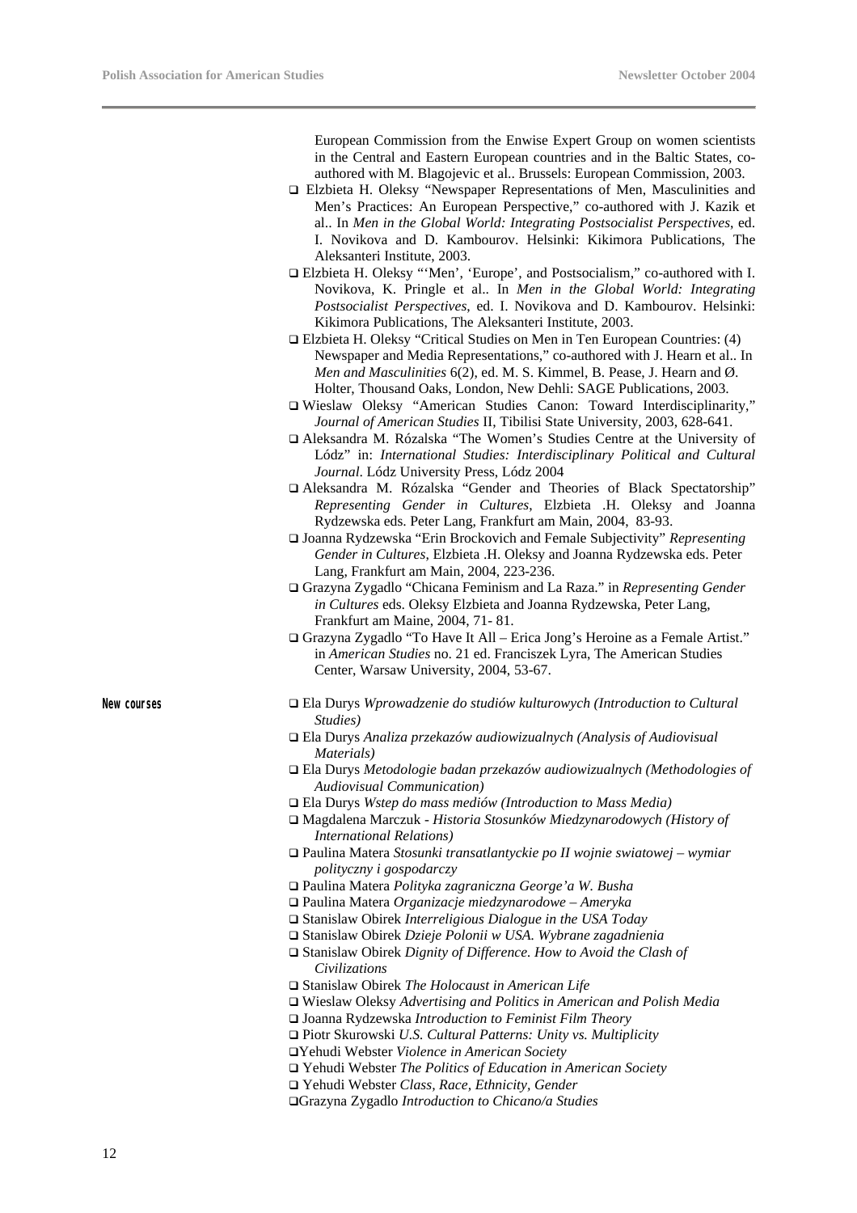European Commission from the Enwise Expert Group on women scientists in the Central and Eastern European countries and in the Baltic States, co-authored with M. Blagojevic et al.. Brussels: European Commission, 2003.

- Elzbieta H. Oleksy "Newspaper Representations of Men, Masculinities and Men's Practices: An European Perspective," co-authored with J. Kazik et al.. In *Men in the Global World: Integrating Postsocialist Perspectives*, ed. I. Novikova and D. Kambourov. Helsinki: Kikimora Publications, The Aleksanteri Institute, 2003.
- Elzbieta H. Oleksy "'Men', 'Europe', and Postsocialism," co-authored with I. Novikova, K. Pringle et al.. In *Men in the Global World: Integrating Postsocialist Perspectives*, ed. I. Novikova and D. Kambourov. Helsinki: Kikimora Publications, The Aleksanteri Institute, 2003.
- Elzbieta H. Oleksy "Critical Studies on Men in Ten European Countries: (4) Newspaper and Media Representations," co-authored with J. Hearn et al.. In *Men and Masculinities* 6(2), ed. M. S. Kimmel, B. Pease, J. Hearn and Ø. Holter, Thousand Oaks, London, New Dehli: SAGE Publications, 2003.
- Wieslaw Oleksy "American Studies Canon: Toward Interdisciplinarity," *Journal of American Studies* II, Tibilisi State University, 2003, 628-641.
- Aleksandra M. Rózalska "The Women's Studies Centre at the University of Lódz" in: *International Studies: Interdisciplinary Political and Cultural Journal*. Lódz University Press, Lódz 2004
- Aleksandra M. Rózalska "Gender and Theories of Black Spectatorship" *Representing Gender in Cultures*, Elzbieta .H. Oleksy and Joanna Rydzewska eds. Peter Lang, Frankfurt am Main, 2004, 83-93.
- Joanna Rydzewska "Erin Brockovich and Female Subjectivity" *Representing Gender in Cultures*, Elzbieta .H. Oleksy and Joanna Rydzewska eds. Peter Lang, Frankfurt am Main, 2004, 223-236.
- Grazyna Zygadlo "Chicana Feminism and La Raza." in *Representing Gender in Cultures* eds. Oleksy Elzbieta and Joanna Rydzewska, Peter Lang, Frankfurt am Maine, 2004, 71- 81.
- Grazyna Zygadlo "To Have It All – Erica Jong's Heroine as a Female Artist." in *American Studies* no. 21 ed. Franciszek Lyra, The American Studies Center, Warsaw University, 2004, 53-67.

**New courses**

- Ela Durys *Wprowadzenie do studiów kulturowych (Introduction to Cultural Studies)*
- Ela Durys *Analiza przekazów audiowizualnych (Analysis of Audiovisual Materials)*
- Ela Durys *Metodologie badan przekazów audiowizualnych (Methodologies of Audiovisual Communication)*
- Ela Durys *Wstep do mass mediów (Introduction to Mass Media)*
- Magdalena Marczuk - *Historia Stosunków Miedzynarodowych (History of International Relations)*
- Paulina Matera *Stosunki transatlantyckie po II wojnie swiatowej – wymiar polityczny i gospodarczy*
- Paulina Matera *Polityka zagraniczna George'a W. Busha*
- Paulina Matera *Organizacje miedzynarodowe – Ameryka*
- Stanislaw Obirek *Interreligious Dialogue in the USA Today*
- Stanislaw Obirek *Dzieje Polonii w USA. Wybrane zagadnienia*
- Stanislaw Obirek *Dignity of Difference. How to Avoid the Clash of Civilizations*
- Stanislaw Obirek *The Holocaust in American Life*
- Wieslaw Oleksy *Advertising and Politics in American and Polish Media*
- Joanna Rydzewska *Introduction to Feminist Film Theory*
- Piotr Skurowski *U.S. Cultural Patterns: Unity vs. Multiplicity*
- Yehudi Webster *Violence in American Society*
- Yehudi Webster *The Politics of Education in American Society*
- Yehudi Webster *Class, Race, Ethnicity, Gender*
- Grazyna Zygadlo *Introduction to Chicano/a Studies*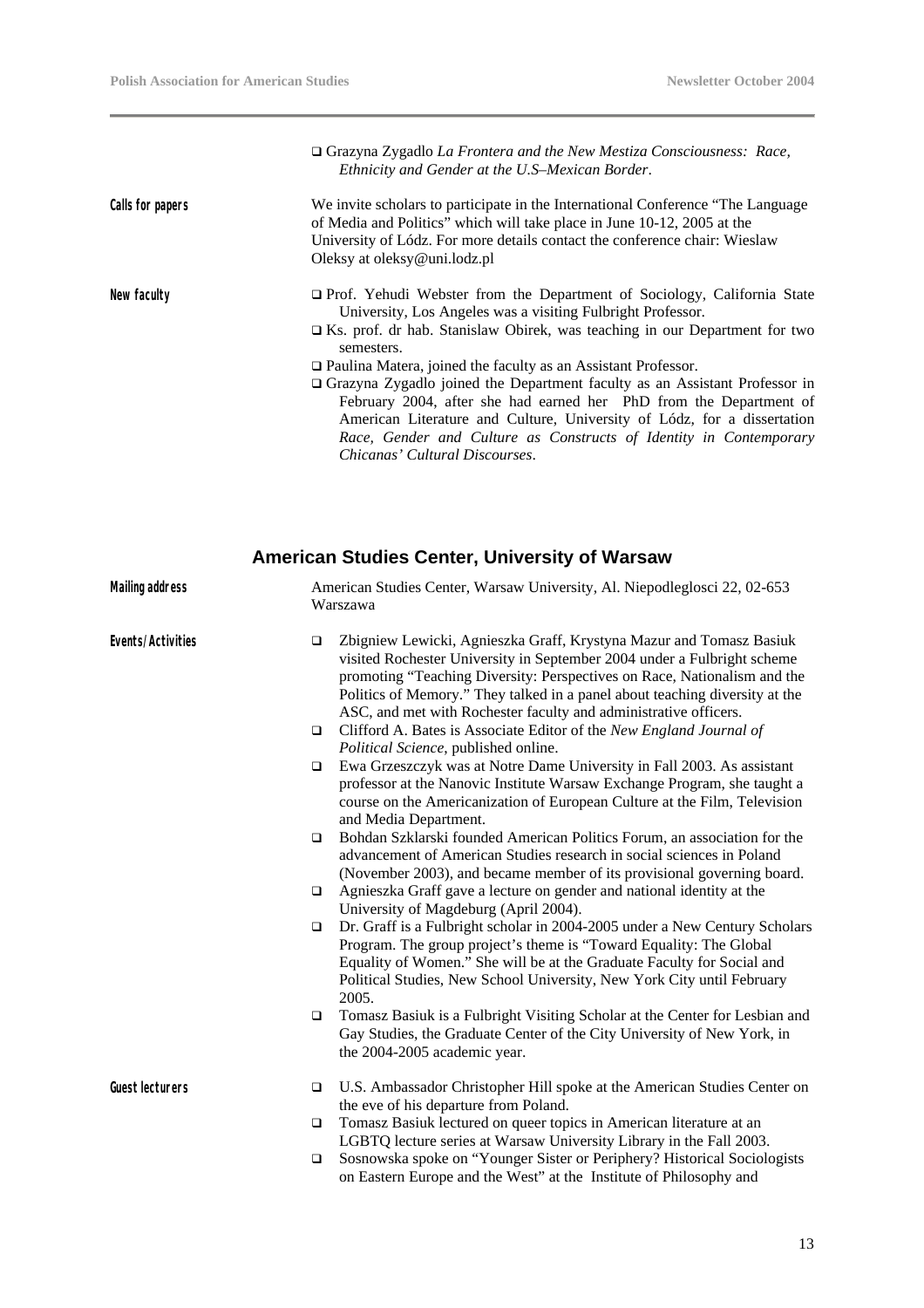- Grazyna Zygadlo *La Frontera and the New Mestiza Consciousness: Race, Ethnicity and Gender at the U.S–Mexican Border*.

**Calls for papers**

We invite scholars to participate in the International Conference "The Language of Media and Politics" which will take place in June 10-12, 2005 at the University of Lódz. For more details contact the conference chair: Wieslaw Oleksy at oleksy@uni.lodz.pl

**New faculty**

- Prof. Yehudi Webster from the Department of Sociology, California State University, Los Angeles was a visiting Fulbright Professor.
- Ks. prof. dr hab. Stanislaw Obirek, was teaching in our Department for two semesters.
- Paulina Matera, joined the faculty as an Assistant Professor.
- Grazyna Zygadlo joined the Department faculty as an Assistant Professor in February 2004, after she had earned her PhD from the Department of American Literature and Culture, University of Lódz, for a dissertation *Race, Gender and Culture as Constructs of Identity in Contemporary Chicanas' Cultural Discourses*.

## American Studies Center, University of Warsaw

**Mailing address**

American Studies Center, Warsaw University, Al. Niepodleglosci 22, 02-653 Warszawa

**Events/Activities**

- Zbigniew Lewicki, Agnieszka Graff, Krystyna Mazur and Tomasz Basiuk visited Rochester University in September 2004 under a Fulbright scheme promoting "Teaching Diversity: Perspectives on Race, Nationalism and the Politics of Memory." They talked in a panel about teaching diversity at the ASC, and met with Rochester faculty and administrative officers.
- Clifford A. Bates is Associate Editor of the *New England Journal of Political Science*, published online.
- Ewa Grzeszczyk was at Notre Dame University in Fall 2003. As assistant professor at the Nanovic Institute Warsaw Exchange Program, she taught a course on the Americanization of European Culture at the Film, Television and Media Department.
- Bohdan Szklarski founded American Politics Forum, an association for the advancement of American Studies research in social sciences in Poland (November 2003), and became member of its provisional governing board.
- Agnieszka Graff gave a lecture on gender and national identity at the University of Magdeburg (April 2004).
- Dr. Graff is a Fulbright scholar in 2004-2005 under a New Century Scholars Program. The group project's theme is "Toward Equality: The Global Equality of Women." She will be at the Graduate Faculty for Social and Political Studies, New School University, New York City until February 2005.
- Tomasz Basiuk is a Fulbright Visiting Scholar at the Center for Lesbian and Gay Studies, the Graduate Center of the City University of New York, in the 2004-2005 academic year.

**Guest lecturers**

- U.S. Ambassador Christopher Hill spoke at the American Studies Center on the eve of his departure from Poland.
- Tomasz Basiuk lectured on queer topics in American literature at an LGBTQ lecture series at Warsaw University Library in the Fall 2003.
- Sosnowska spoke on "Younger Sister or Periphery? Historical Sociologists on Eastern Europe and the West" at the Institute of Philosophy and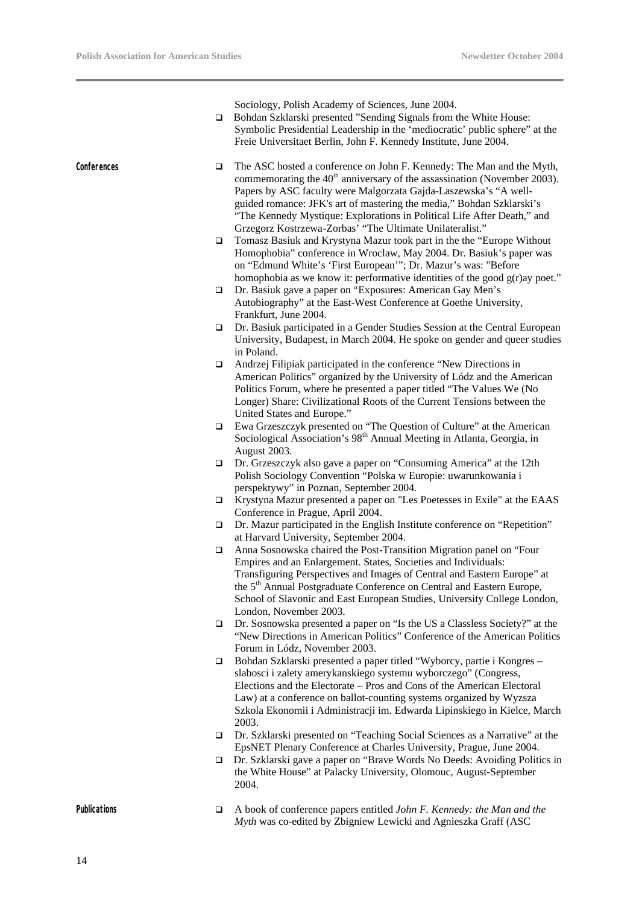Sociology, Polish Academy of Sciences, June 2004.

- Bohdan Szklarski presented "Sending Signals from the White House: Symbolic Presidential Leadership in the 'mediocratic' public sphere" at the Freie Universitaet Berlin, John F. Kennedy Institute, June 2004.

**Conferences**

- The ASC hosted a conference on John F. Kennedy: The Man and the Myth, commemorating the 40th anniversary of the assassination (November 2003). Papers by ASC faculty were Malgorzata Gajda-Laszewska's "A well-guided romance: JFK's art of mastering the media," Bohdan Szklarski's "The Kennedy Mystique: Explorations in Political Life After Death," and Grzegorz Kostrzewa-Zorbas' "The Ultimate Unilateralist."
- Tomasz Basiuk and Krystyna Mazur took part in the the "Europe Without Homophobia" conference in Wroclaw, May 2004. Dr. Basiuk's paper was on "Edmund White's 'First European'"; Dr. Mazur's was: "Before homophobia as we know it: performative identities of the good g(r)ay poet."
- Dr. Basiuk gave a paper on "Exposures: American Gay Men's Autobiography" at the East-West Conference at Goethe University, Frankfurt, June 2004.
- Dr. Basiuk participated in a Gender Studies Session at the Central European University, Budapest, in March 2004. He spoke on gender and queer studies in Poland.
- Andrzej Filipiak participated in the conference "New Directions in American Politics" organized by the University of Lódz and the American Politics Forum, where he presented a paper titled "The Values We (No Longer) Share: Civilizational Roots of the Current Tensions between the United States and Europe."
- Ewa Grzeszczyk presented on "The Question of Culture" at the American Sociological Association's 98th Annual Meeting in Atlanta, Georgia, in August 2003.
- Dr. Grzeszczyk also gave a paper on "Consuming America" at the 12th Polish Sociology Convention "Polska w Europie: uwarunkowania i perspektywy" in Poznan, September 2004.
- Krystyna Mazur presented a paper on "Les Poetesses in Exile" at the EAAS Conference in Prague, April 2004.
- Dr. Mazur participated in the English Institute conference on "Repetition" at Harvard University, September 2004.
- Anna Sosnowska chaired the Post-Transition Migration panel on "Four Empires and an Enlargement. States, Societies and Individuals: Transfiguring Perspectives and Images of Central and Eastern Europe" at the 5th Annual Postgraduate Conference on Central and Eastern Europe, School of Slavonic and East European Studies, University College London, London, November 2003.
- Dr. Sosnowska presented a paper on "Is the US a Classless Society?" at the "New Directions in American Politics" Conference of the American Politics Forum in Lódz, November 2003.
- Bohdan Szklarski presented a paper titled "Wyborcy, partie i Kongres – slabosci i zalety amerykanskiego systemu wyborczego" (Congress, Elections and the Electorate – Pros and Cons of the American Electoral Law) at a conference on ballot-counting systems organized by Wyzsza Szkola Ekonomii i Administracji im. Edwarda Lipinskiego in Kielce, March 2003.
- Dr. Szklarski presented on "Teaching Social Sciences as a Narrative" at the EpsNET Plenary Conference at Charles University, Prague, June 2004.
- Dr. Szklarski gave a paper on "Brave Words No Deeds: Avoiding Politics in the White House" at Palacky University, Olomouc, August-September 2004.

**Publications**

- A book of conference papers entitled *John F. Kennedy: the Man and the Myth* was co-edited by Zbigniew Lewicki and Agnieszka Graff (ASC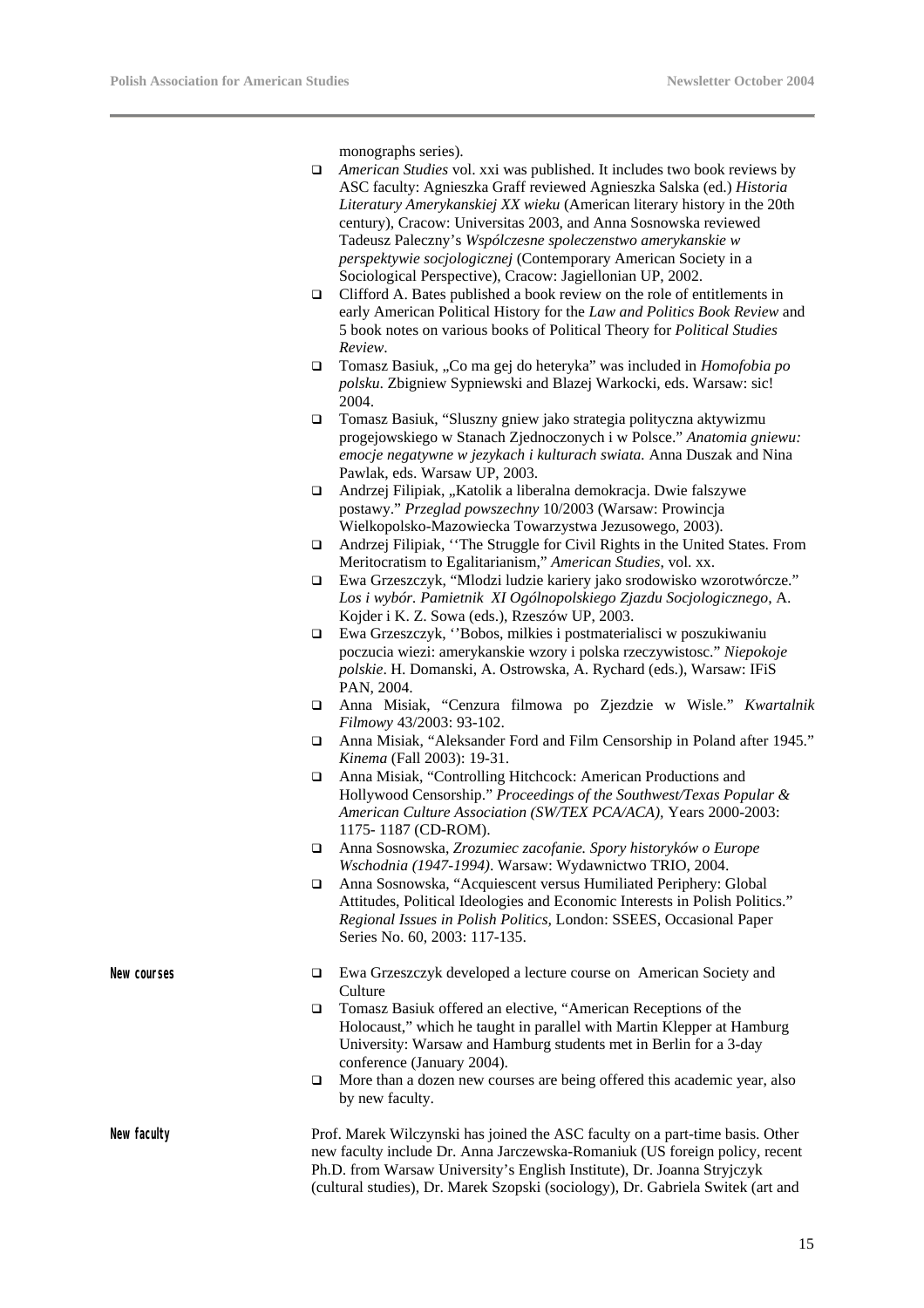monographs series).

- *American Studies* vol. xxi was published. It includes two book reviews by ASC faculty: Agnieszka Graff reviewed Agnieszka Salska (ed.) *Historia Literatury Amerykanskiej XX wieku* (American literary history in the 20th century), Cracow: Universitas 2003, and Anna Sosnowska reviewed Tadeusz Paleczny's *Wspólczesne spoleczenstwo amerykanskie w perspektywie socjologicznej* (Contemporary American Society in a Sociological Perspective), Cracow: Jagiellonian UP, 2002.
- Clifford A. Bates published a book review on the role of entitlements in early American Political History for the *Law and Politics Book Review* and 5 book notes on various books of Political Theory for *Political Studies Review*.
- Tomasz Basiuk, „Co ma gej do heteryka" was included in *Homofobia po polsku*. Zbigniew Sypniewski and Blazej Warkocki, eds. Warsaw: sic! 2004.
- Tomasz Basiuk, "Sluszny gniew jako strategia polityczna aktywizmu progejowskiego w Stanach Zjednoczonych i w Polsce." *Anatomia gniewu: emocje negatywne w jezykach i kulturach swiata.* Anna Duszak and Nina Pawlak, eds. Warsaw UP, 2003.
- Andrzej Filipiak, „Katolik a liberalna demokracja. Dwie falszywe postawy." *Przeglad powszechny* 10/2003 (Warsaw: Prowincja Wielkopolsko-Mazowiecka Towarzystwa Jezusowego, 2003).
- Andrzej Filipiak, ''The Struggle for Civil Rights in the United States. From Meritocratism to Egalitarianism," *American Studies*, vol. xx.
- Ewa Grzeszczyk, "Mlodzi ludzie kariery jako srodowisko wzorotwórcze." *Los i wybór. Pamietnik XI Ogólnopolskiego Zjazdu Socjologicznego*, A. Kojder i K. Z. Sowa (eds.), Rzeszów UP, 2003.
- Ewa Grzeszczyk, ''Bobos, milkies i postmaterialisci w poszukiwaniu poczucia wiezi: amerykanskie wzory i polska rzeczywistosc." *Niepokoje polskie*. H. Domanski, A. Ostrowska, A. Rychard (eds.), Warsaw: IFiS PAN, 2004.
- Anna Misiak, "Cenzura filmowa po Zjezdzie w Wisle." *Kwartalnik Filmowy* 43/2003: 93-102.
- Anna Misiak, "Aleksander Ford and Film Censorship in Poland after 1945." *Kinema* (Fall 2003): 19-31.
- Anna Misiak, "Controlling Hitchcock: American Productions and Hollywood Censorship." *Proceedings of the Southwest/Texas Popular & American Culture Association (SW/TEX PCA/ACA),* Years 2000-2003: 1175- 1187 (CD-ROM).
- Anna Sosnowska, *Zrozumiec zacofanie. Spory historyków o Europe Wschodnia (1947-1994)*. Warsaw: Wydawnictwo TRIO, 2004.
- Anna Sosnowska, "Acquiescent versus Humiliated Periphery: Global Attitudes, Political Ideologies and Economic Interests in Polish Politics." *Regional Issues in Polish Politics,* London: SSEES, Occasional Paper Series No. 60, 2003: 117-135.

**New courses**

- Ewa Grzeszczyk developed a lecture course on American Society and Culture
- Tomasz Basiuk offered an elective, "American Receptions of the Holocaust," which he taught in parallel with Martin Klepper at Hamburg University: Warsaw and Hamburg students met in Berlin for a 3-day conference (January 2004).
- More than a dozen new courses are being offered this academic year, also by new faculty.

**New faculty**

Prof. Marek Wilczynski has joined the ASC faculty on a part-time basis. Other new faculty include Dr. Anna Jarczewska-Romaniuk (US foreign policy, recent Ph.D. from Warsaw University's English Institute), Dr. Joanna Stryjczyk (cultural studies), Dr. Marek Szopski (sociology), Dr. Gabriela Switek (art and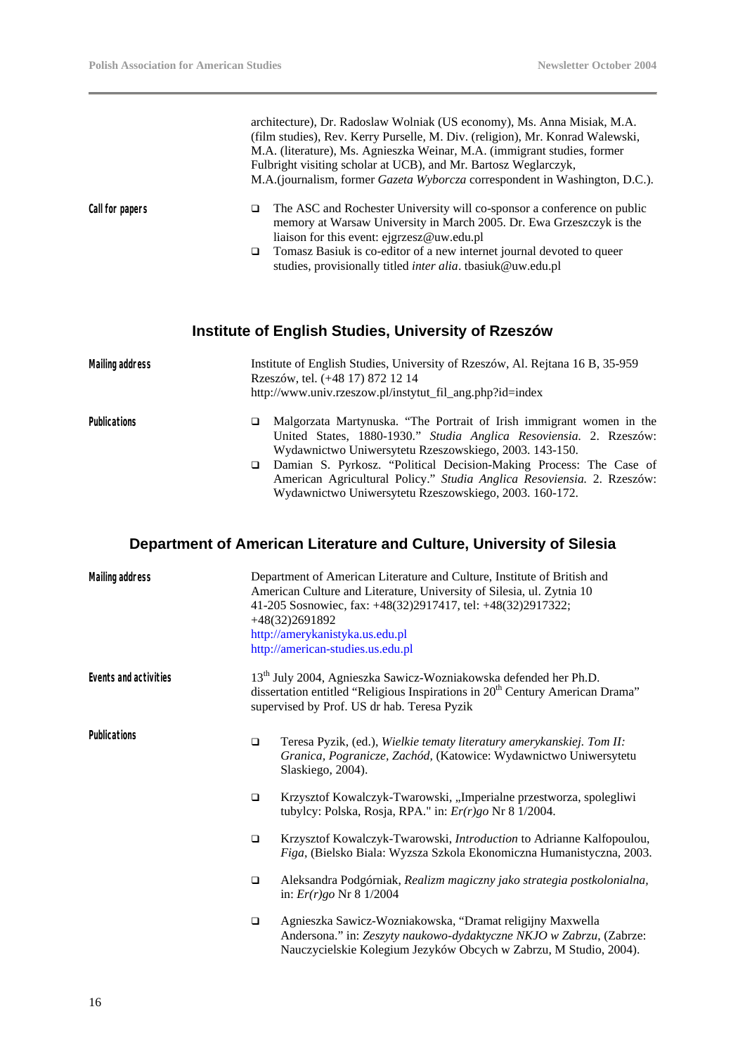architecture), Dr. Radoslaw Wolniak (US economy), Ms. Anna Misiak, M.A. (film studies), Rev. Kerry Purselle, M. Div. (religion), Mr. Konrad Walewski, M.A. (literature), Ms. Agnieszka Weinar, M.A. (immigrant studies, former Fulbright visiting scholar at UCB), and Mr. Bartosz Weglarczyk, M.A.(journalism, former *Gazeta Wyborcza* correspondent in Washington, D.C.).

**Call for papers**

- The ASC and Rochester University will co-sponsor a conference on public memory at Warsaw University in March 2005. Dr. Ewa Grzeszczyk is the liaison for this event: ejgrzesz@uw.edu.pl
- Tomasz Basiuk is co-editor of a new internet journal devoted to queer studies, provisionally titled *inter alia*. tbasiuk@uw.edu.pl

## Institute of English Studies, University of Rzeszów

**Mailing address**

Institute of English Studies, University of Rzeszów, Al. Rejtana 16 B, 35-959 Rzeszów, tel. (+48 17) 872 12 14
http://www.univ.rzeszow.pl/instytut_fil_ang.php?id=index

**Publications**

- Malgorzata Martynuska. "The Portrait of Irish immigrant women in the United States, 1880-1930." *Studia Anglica Resoviensia.* 2. Rzeszów: Wydawnictwo Uniwersytetu Rzeszowskiego, 2003. 143-150.
- Damian S. Pyrkosz. "Political Decision-Making Process: The Case of American Agricultural Policy." *Studia Anglica Resoviensia.* 2. Rzeszów: Wydawnictwo Uniwersytetu Rzeszowskiego, 2003. 160-172.

## Department of American Literature and Culture, University of Silesia

**Mailing address**

Department of American Literature and Culture, Institute of British and American Culture and Literature, University of Silesia, ul. Zytnia 10
41-205 Sosnowiec, fax: +48(32)2917417, tel: +48(32)2917322; +48(32)2691892
http://amerykanistyka.us.edu.pl
http://american-studies.us.edu.pl

**Events and activities**

13th July 2004, Agnieszka Sawicz-Wozniakowska defended her Ph.D. dissertation entitled "Religious Inspirations in 20th Century American Drama" supervised by Prof. US dr hab. Teresa Pyzik

**Publications**

- Teresa Pyzik, (ed.), *Wielkie tematy literatury amerykanskiej. Tom II: Granica, Pogranicze, Zachód,* (Katowice: Wydawnictwo Uniwersytetu Slaskiego, 2004).
- Krzysztof Kowalczyk-Twarowski, „Imperialne przestworza, spolegliwi tubylcy: Polska, Rosja, RPA." in: *Er(r)go* Nr 8 1/2004.
- Krzysztof Kowalczyk-Twarowski, *Introduction* to Adrianne Kalfopoulou, *Figa*, (Bielsko Biala: Wyzsza Szkola Ekonomiczna Humanistyczna, 2003.
- Aleksandra Podgórniak, *Realizm magiczny jako strategia postkolonialna,* in: *Er(r)go* Nr 8 1/2004
- Agnieszka Sawicz-Wozniakowska, "Dramat religijny Maxwella Andersona." in: *Zeszyty naukowo-dydaktyczne NKJO w Zabrzu*, (Zabrze: Nauczycielskie Kolegium Jezyków Obcych w Zabrzu, M Studio, 2004).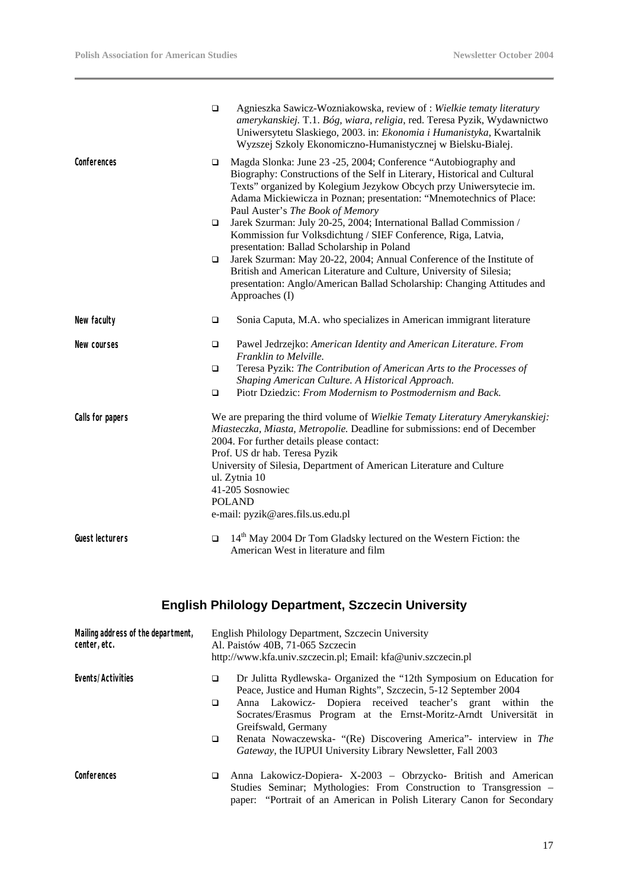- Agnieszka Sawicz-Wozniakowska, review of : *Wielkie tematy literatury amerykanskiej.* T.1. *Bóg, wiara, religia,* red. Teresa Pyzik, Wydawnictwo Uniwersytetu Slaskiego, 2003. in: *Ekonomia i Humanistyka*, Kwartalnik Wyzszej Szkoly Ekonomiczno-Humanistycznej w Bielsku-Bialej.

**Conferences**

- Magda Slonka: June 23 -25, 2004; Conference "Autobiography and Biography: Constructions of the Self in Literary, Historical and Cultural Texts" organized by Kolegium Jezykow Obcych przy Uniwersytecie im. Adama Mickiewicza in Poznan; presentation: "Mnemotechnics of Place: Paul Auster's *The Book of Memory*
- Jarek Szurman: July 20-25, 2004; International Ballad Commission / Kommission fur Volksdichtung / SIEF Conference, Riga, Latvia, presentation: Ballad Scholarship in Poland
- Jarek Szurman: May 20-22, 2004; Annual Conference of the Institute of British and American Literature and Culture, University of Silesia; presentation: Anglo/American Ballad Scholarship: Changing Attitudes and Approaches (I)

**New faculty**

- Sonia Caputa, M.A. who specializes in American immigrant literature

**New courses**

- Pawel Jedrzejko: *American Identity and American Literature. From Franklin to Melville.*
- Teresa Pyzik: *The Contribution of American Arts to the Processes of Shaping American Culture. A Historical Approach.*
- Piotr Dziedzic: *From Modernism to Postmodernism and Back.*

**Calls for papers**

We are preparing the third volume of *Wielkie Tematy Literatury Amerykanskiej: Miasteczka, Miasta, Metropolie.* Deadline for submissions: end of December 2004. For further details please contact:
Prof. US dr hab. Teresa Pyzik
University of Silesia, Department of American Literature and Culture
ul. Zytnia 10
41-205 Sosnowiec
POLAND
e-mail: pyzik@ares.fils.us.edu.pl

**Guest lecturers**

- 14th May 2004 Dr Tom Gladsky lectured on the Western Fiction: the American West in literature and film

## English Philology Department, Szczecin University

**Mailing address of the department, center, etc.**

English Philology Department, Szczecin University
Al. Paistów 40B, 71-065 Szczecin
http://www.kfa.univ.szczecin.pl; Email: kfa@univ.szczecin.pl

**Events/Activities**

- Dr Julitta Rydlewska- Organized the "12th Symposium on Education for Peace, Justice and Human Rights", Szczecin, 5-12 September 2004
- Anna Lakowicz- Dopiera received teacher's grant within the Socrates/Erasmus Program at the Ernst-Moritz-Arndt Universität in Greifswald, Germany
- Renata Nowaczewska- "(Re) Discovering America"- interview in *The Gateway*, the IUPUI University Library Newsletter, Fall 2003

**Conferences**

- Anna Lakowicz-Dopiera- X-2003 – Obrzycko- British and American Studies Seminar; Mythologies: From Construction to Transgression – paper: "Portrait of an American in Polish Literary Canon for Secondary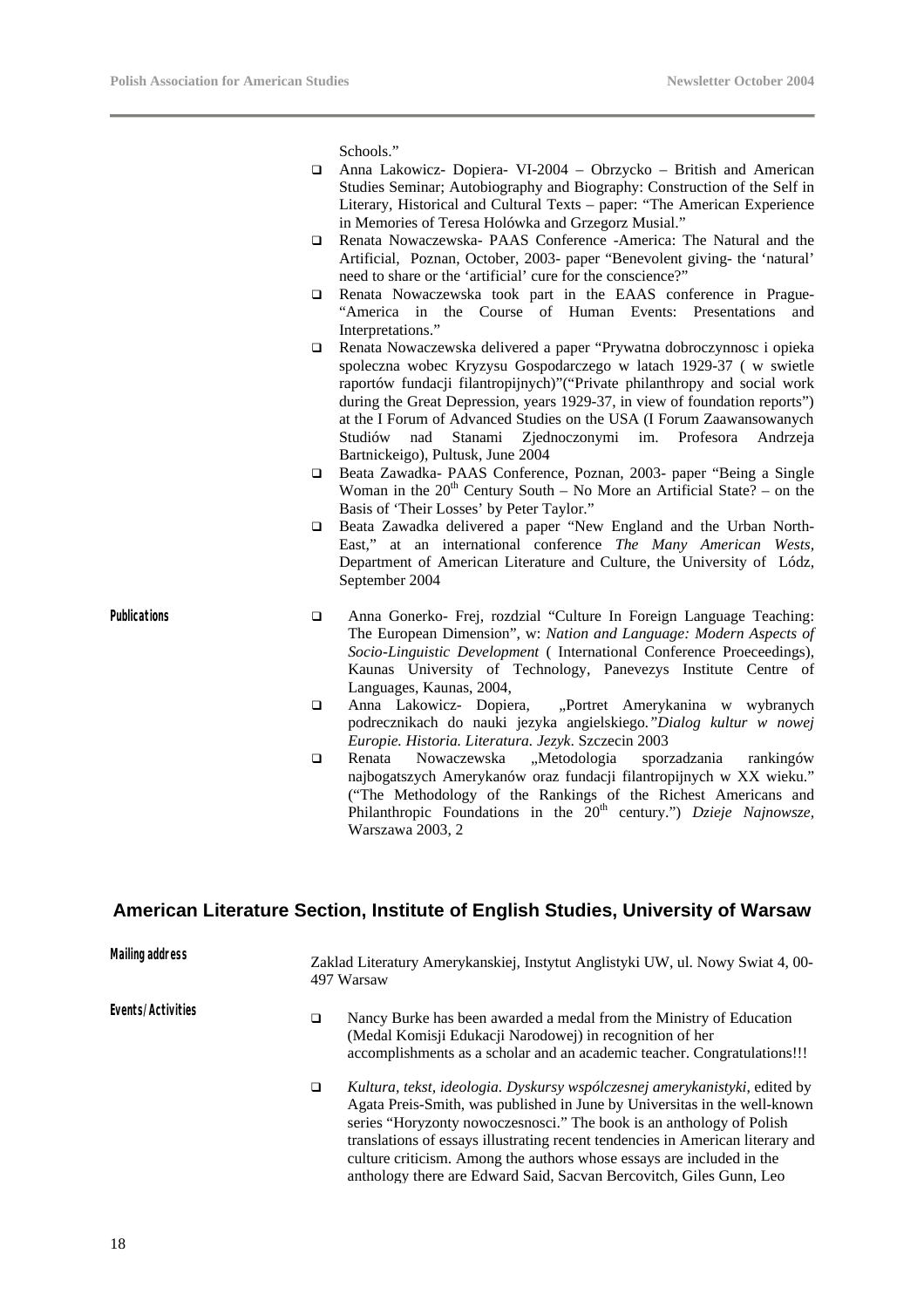Schools."

- Anna Lakowicz- Dopiera- VI-2004 – Obrzycko – British and American Studies Seminar; Autobiography and Biography: Construction of the Self in Literary, Historical and Cultural Texts – paper: "The American Experience in Memories of Teresa Holówka and Grzegorz Musial."
- Renata Nowaczewska- PAAS Conference -America: The Natural and the Artificial, Poznan, October, 2003- paper "Benevolent giving- the 'natural' need to share or the 'artificial' cure for the conscience?"
- Renata Nowaczewska took part in the EAAS conference in Prague- "America in the Course of Human Events: Presentations and Interpretations."
- Renata Nowaczewska delivered a paper "Prywatna dobroczynnosc i opieka spoleczna wobec Kryzysu Gospodarczego w latach 1929-37 ( w swietle raportów fundacji filantropijnych)"("Private philanthropy and social work during the Great Depression, years 1929-37, in view of foundation reports") at the I Forum of Advanced Studies on the USA (I Forum Zaawansowanych Studiów nad Stanami Zjednoczonymi im. Profesora Andrzeja Bartnickeigo), Pultusk, June 2004
- Beata Zawadka- PAAS Conference, Poznan, 2003- paper "Being a Single Woman in the 20th Century South – No More an Artificial State? – on the Basis of 'Their Losses' by Peter Taylor."
- Beata Zawadka delivered a paper "New England and the Urban North-East," at an international conference *The Many American Wests*, Department of American Literature and Culture, the University of Lódz, September 2004

**Publications**

- Anna Gonerko- Frej, rozdzial "Culture In Foreign Language Teaching: The European Dimension", w: *Nation and Language: Modern Aspects of Socio-Linguistic Development* ( International Conference Proeceedings), Kaunas University of Technology, Panevezys Institute Centre of Languages, Kaunas, 2004,
- Anna Lakowicz- Dopiera, „Portret Amerykanina w wybranych podrecznikach do nauki jezyka angielskiego.*"Dialog kultur w nowej Europie. Historia. Literatura. Jezyk*. Szczecin 2003
- Renata Nowaczewska „Metodologia sporzadzania rankingów najbogatszych Amerykanów oraz fundacji filantropijnych w XX wieku." ("The Methodology of the Rankings of the Richest Americans and Philanthropic Foundations in the 20th century.") *Dzieje Najnowsze*, Warszawa 2003, 2

## American Literature Section, Institute of English Studies, University of Warsaw

**Mailing address**

Zaklad Literatury Amerykanskiej, Instytut Anglistyki UW, ul. Nowy Swiat 4, 00-497 Warsaw

**Events/Activities**

- Nancy Burke has been awarded a medal from the Ministry of Education (Medal Komisji Edukacji Narodowej) in recognition of her accomplishments as a scholar and an academic teacher. Congratulations!!!
- *Kultura, tekst, ideologia. Dyskursy wspólczesnej amerykanistyki*, edited by Agata Preis-Smith, was published in June by Universitas in the well-known series "Horyzonty nowoczesnosci." The book is an anthology of Polish translations of essays illustrating recent tendencies in American literary and culture criticism. Among the authors whose essays are included in the anthology there are Edward Said, Sacvan Bercovitch, Giles Gunn, Leo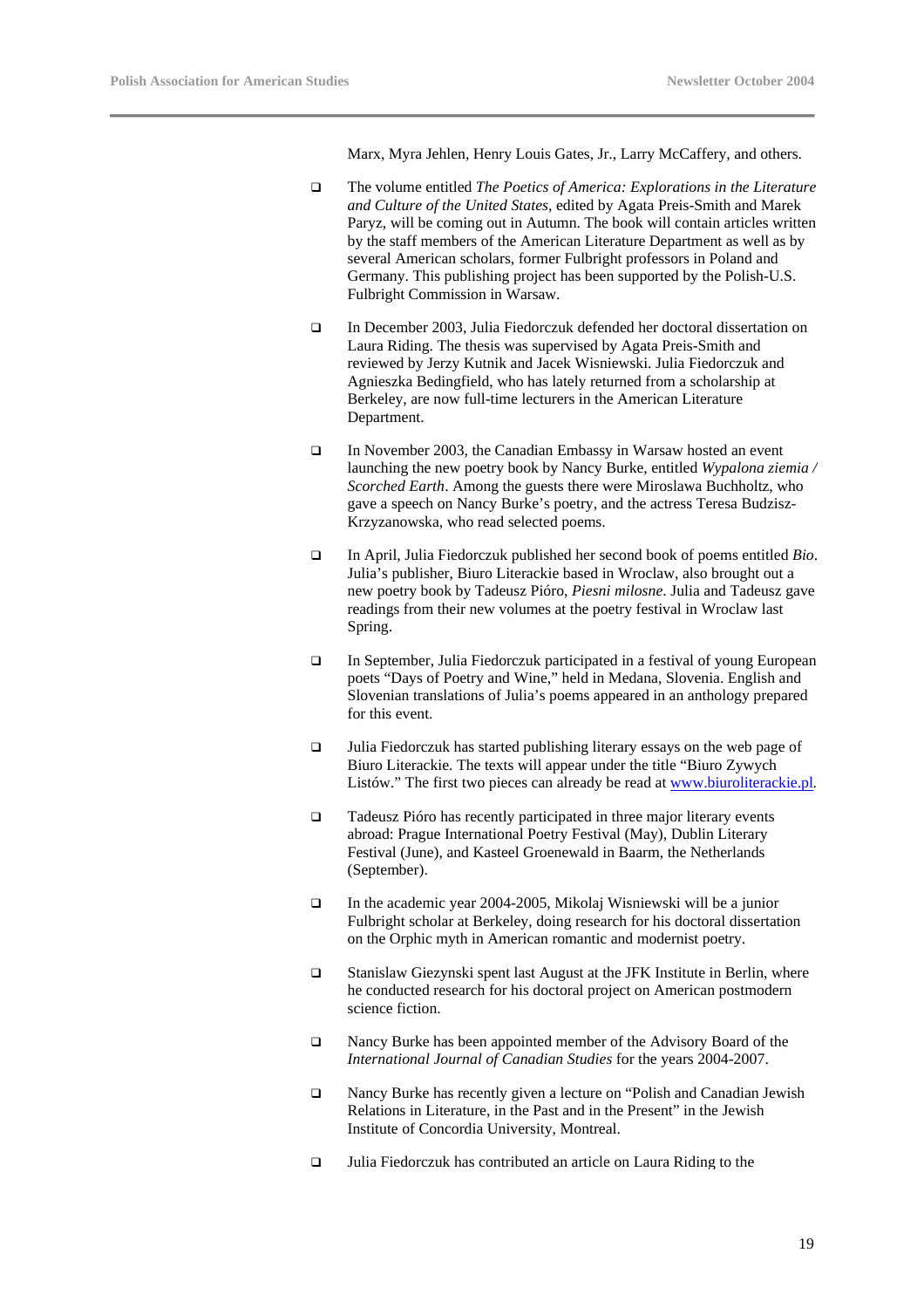Marx, Myra Jehlen, Henry Louis Gates, Jr., Larry McCaffery, and others.

- The volume entitled *The Poetics of America: Explorations in the Literature and Culture of the United States*, edited by Agata Preis-Smith and Marek Paryz, will be coming out in Autumn. The book will contain articles written by the staff members of the American Literature Department as well as by several American scholars, former Fulbright professors in Poland and Germany. This publishing project has been supported by the Polish-U.S. Fulbright Commission in Warsaw.

- In December 2003, Julia Fiedorczuk defended her doctoral dissertation on Laura Riding. The thesis was supervised by Agata Preis-Smith and reviewed by Jerzy Kutnik and Jacek Wisniewski. Julia Fiedorczuk and Agnieszka Bedingfield, who has lately returned from a scholarship at Berkeley, are now full-time lecturers in the American Literature Department.

- In November 2003, the Canadian Embassy in Warsaw hosted an event launching the new poetry book by Nancy Burke, entitled *Wypalona ziemia / Scorched Earth*. Among the guests there were Miroslawa Buchholtz, who gave a speech on Nancy Burke's poetry, and the actress Teresa Budzisz-Krzyzanowska, who read selected poems.

- In April, Julia Fiedorczuk published her second book of poems entitled *Bio*. Julia's publisher, Biuro Literackie based in Wroclaw, also brought out a new poetry book by Tadeusz Pióro, *Piesni milosne*. Julia and Tadeusz gave readings from their new volumes at the poetry festival in Wroclaw last Spring.

- In September, Julia Fiedorczuk participated in a festival of young European poets "Days of Poetry and Wine," held in Medana, Slovenia. English and Slovenian translations of Julia's poems appeared in an anthology prepared for this event.

- Julia Fiedorczuk has started publishing literary essays on the web page of Biuro Literackie. The texts will appear under the title "Biuro Zywych Listów." The first two pieces can already be read at [www.biuroliterackie.pl](http://www.biuroliterackie.pl).

- Tadeusz Pióro has recently participated in three major literary events abroad: Prague International Poetry Festival (May), Dublin Literary Festival (June), and Kasteel Groenewald in Baarm, the Netherlands (September).

- In the academic year 2004-2005, Mikolaj Wisniewski will be a junior Fulbright scholar at Berkeley, doing research for his doctoral dissertation on the Orphic myth in American romantic and modernist poetry.

- Stanislaw Giezynski spent last August at the JFK Institute in Berlin, where he conducted research for his doctoral project on American postmodern science fiction.

- Nancy Burke has been appointed member of the Advisory Board of the *International Journal of Canadian Studies* for the years 2004-2007.

- Nancy Burke has recently given a lecture on "Polish and Canadian Jewish Relations in Literature, in the Past and in the Present" in the Jewish Institute of Concordia University, Montreal.

- Julia Fiedorczuk has contributed an article on Laura Riding to the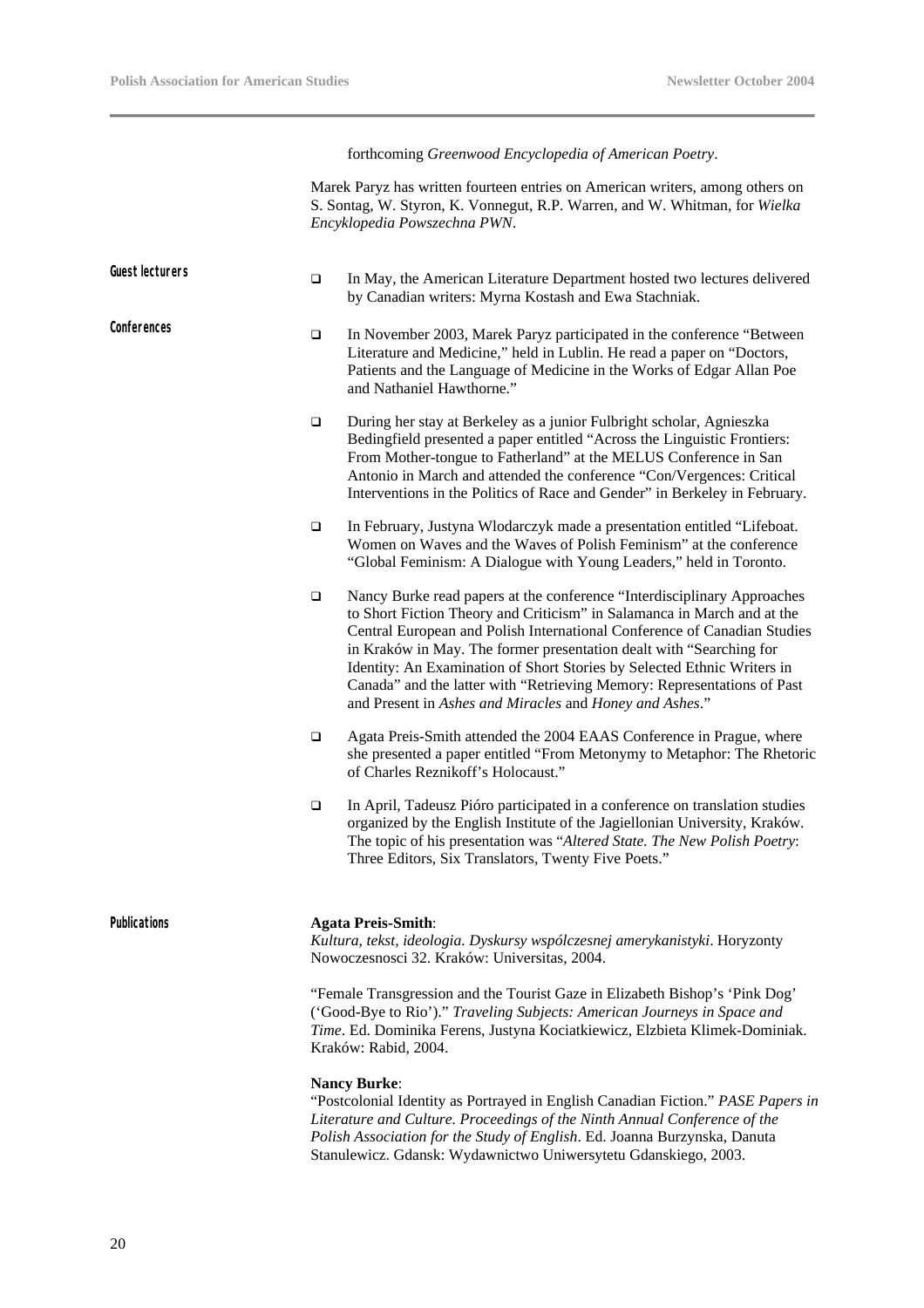forthcoming *Greenwood Encyclopedia of American Poetry*.

Marek Paryz has written fourteen entries on American writers, among others on S. Sontag, W. Styron, K. Vonnegut, R.P. Warren, and W. Whitman, for *Wielka Encyklopedia Powszechna PWN*.

**Guest lecturers**

- In May, the American Literature Department hosted two lectures delivered by Canadian writers: Myrna Kostash and Ewa Stachniak.

**Conferences**

- In November 2003, Marek Paryz participated in the conference "Between Literature and Medicine," held in Lublin. He read a paper on "Doctors, Patients and the Language of Medicine in the Works of Edgar Allan Poe and Nathaniel Hawthorne."
- During her stay at Berkeley as a junior Fulbright scholar, Agnieszka Bedingfield presented a paper entitled "Across the Linguistic Frontiers: From Mother-tongue to Fatherland" at the MELUS Conference in San Antonio in March and attended the conference "Con/Vergences: Critical Interventions in the Politics of Race and Gender" in Berkeley in February.
- In February, Justyna Wlodarczyk made a presentation entitled "Lifeboat. Women on Waves and the Waves of Polish Feminism" at the conference "Global Feminism: A Dialogue with Young Leaders," held in Toronto.
- Nancy Burke read papers at the conference "Interdisciplinary Approaches to Short Fiction Theory and Criticism" in Salamanca in March and at the Central European and Polish International Conference of Canadian Studies in Kraków in May. The former presentation dealt with "Searching for Identity: An Examination of Short Stories by Selected Ethnic Writers in Canada" and the latter with "Retrieving Memory: Representations of Past and Present in *Ashes and Miracles* and *Honey and Ashes*."
- Agata Preis-Smith attended the 2004 EAAS Conference in Prague, where she presented a paper entitled "From Metonymy to Metaphor: The Rhetoric of Charles Reznikoff's Holocaust."
- In April, Tadeusz Pióro participated in a conference on translation studies organized by the English Institute of the Jagiellonian University, Kraków. The topic of his presentation was "*Altered State. The New Polish Poetry*: Three Editors, Six Translators, Twenty Five Poets."

**Publications**

**Agata Preis-Smith**:
*Kultura, tekst, ideologia. Dyskursy wspólczesnej amerykanistyki*. Horyzonty Nowoczesnosci 32. Kraków: Universitas, 2004.

"Female Transgression and the Tourist Gaze in Elizabeth Bishop's 'Pink Dog' ('Good-Bye to Rio')." *Traveling Subjects: American Journeys in Space and Time*. Ed. Dominika Ferens, Justyna Kociatkiewicz, Elzbieta Klimek-Dominiak. Kraków: Rabid, 2004.

**Nancy Burke**:
"Postcolonial Identity as Portrayed in English Canadian Fiction." *PASE Papers in Literature and Culture. Proceedings of the Ninth Annual Conference of the Polish Association for the Study of English*. Ed. Joanna Burzynska, Danuta Stanulewicz. Gdansk: Wydawnictwo Uniwersytetu Gdanskiego, 2003.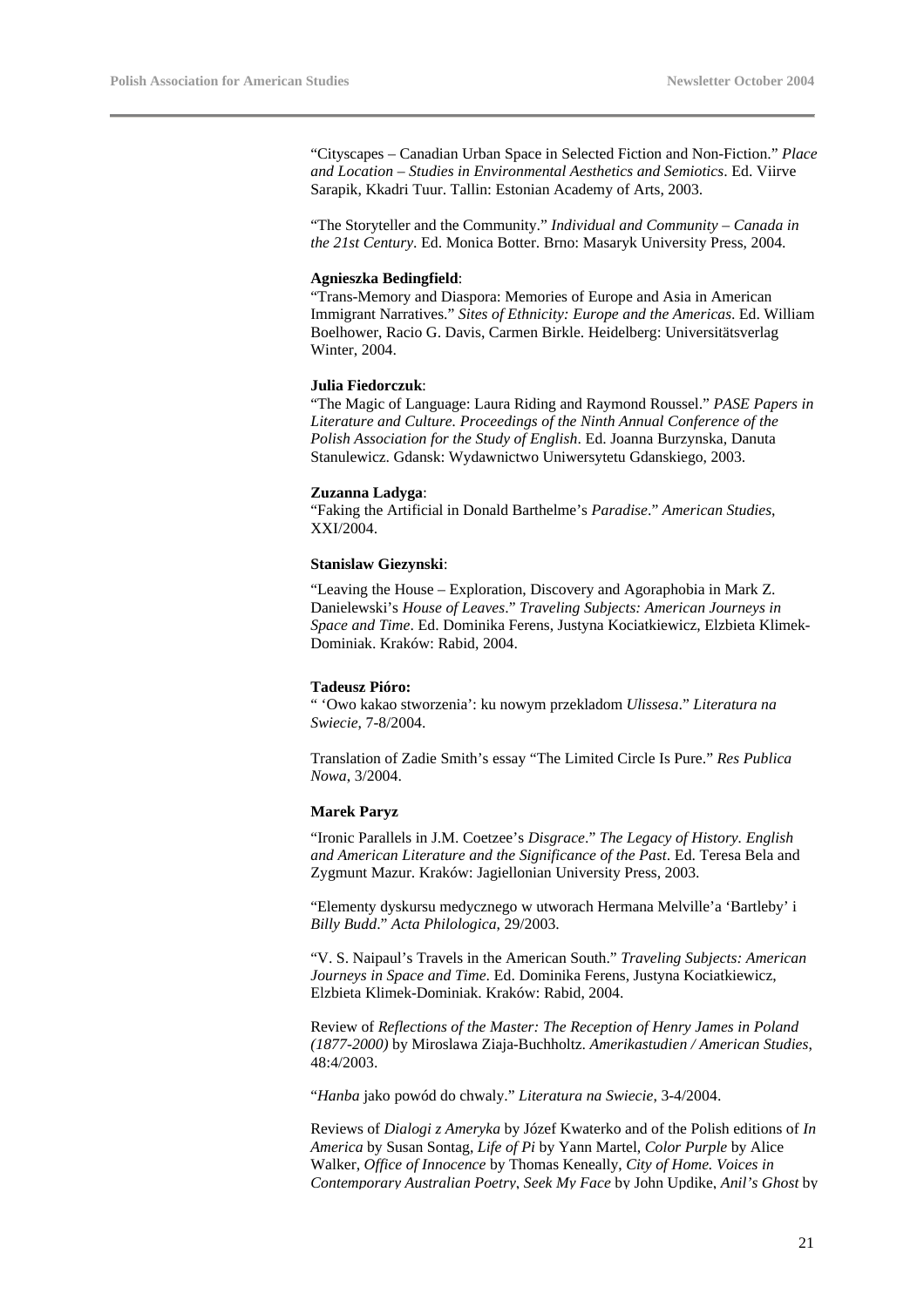"Cityscapes – Canadian Urban Space in Selected Fiction and Non-Fiction." *Place and Location – Studies in Environmental Aesthetics and Semiotics*. Ed. Viirve Sarapik, Kkadri Tuur. Tallin: Estonian Academy of Arts, 2003.

"The Storyteller and the Community." *Individual and Community – Canada in the 21st Century*. Ed. Monica Botter. Brno: Masaryk University Press, 2004.

**Agnieszka Bedingfield**:
"Trans-Memory and Diaspora: Memories of Europe and Asia in American Immigrant Narratives." *Sites of Ethnicity: Europe and the Americas*. Ed. William Boelhower, Racio G. Davis, Carmen Birkle. Heidelberg: Universitätsverlag Winter, 2004.

**Julia Fiedorczuk**:
"The Magic of Language: Laura Riding and Raymond Roussel." *PASE Papers in Literature and Culture. Proceedings of the Ninth Annual Conference of the Polish Association for the Study of English*. Ed. Joanna Burzynska, Danuta Stanulewicz. Gdansk: Wydawnictwo Uniwersytetu Gdanskiego, 2003.

**Zuzanna Ladyga**:
"Faking the Artificial in Donald Barthelme's *Paradise*." *American Studies*, XXI/2004.

**Stanislaw Giezynski**:

"Leaving the House – Exploration, Discovery and Agoraphobia in Mark Z. Danielewski's *House of Leaves*." *Traveling Subjects: American Journeys in Space and Time*. Ed. Dominika Ferens, Justyna Kociatkiewicz, Elzbieta Klimek-Dominiak. Kraków: Rabid, 2004.

**Tadeusz Pióro:**
" 'Owo kakao stworzenia': ku nowym przekladom *Ulissesa*." *Literatura na Swiecie*, 7-8/2004.

Translation of Zadie Smith's essay "The Limited Circle Is Pure." *Res Publica Nowa*, 3/2004.

**Marek Paryz**

"Ironic Parallels in J.M. Coetzee's *Disgrace*." *The Legacy of History. English and American Literature and the Significance of the Past*. Ed. Teresa Bela and Zygmunt Mazur. Kraków: Jagiellonian University Press, 2003.

"Elementy dyskursu medycznego w utworach Hermana Melville'a 'Bartleby' i *Billy Budd*." *Acta Philologica*, 29/2003.

"V. S. Naipaul's Travels in the American South." *Traveling Subjects: American Journeys in Space and Time*. Ed. Dominika Ferens, Justyna Kociatkiewicz, Elzbieta Klimek-Dominiak. Kraków: Rabid, 2004.

Review of *Reflections of the Master: The Reception of Henry James in Poland (1877-2000)* by Miroslawa Ziaja-Buchholtz. *Amerikastudien / American Studies*, 48:4/2003.

"*Hanba* jako powód do chwaly." *Literatura na Swiecie*, 3-4/2004.

Reviews of *Dialogi z Ameryka* by Józef Kwaterko and of the Polish editions of *In America* by Susan Sontag, *Life of Pi* by Yann Martel, *Color Purple* by Alice Walker, *Office of Innocence* by Thomas Keneally, *City of Home. Voices in Contemporary Australian Poetry*, *Seek My Face* by John Updike, *Anil's Ghost* by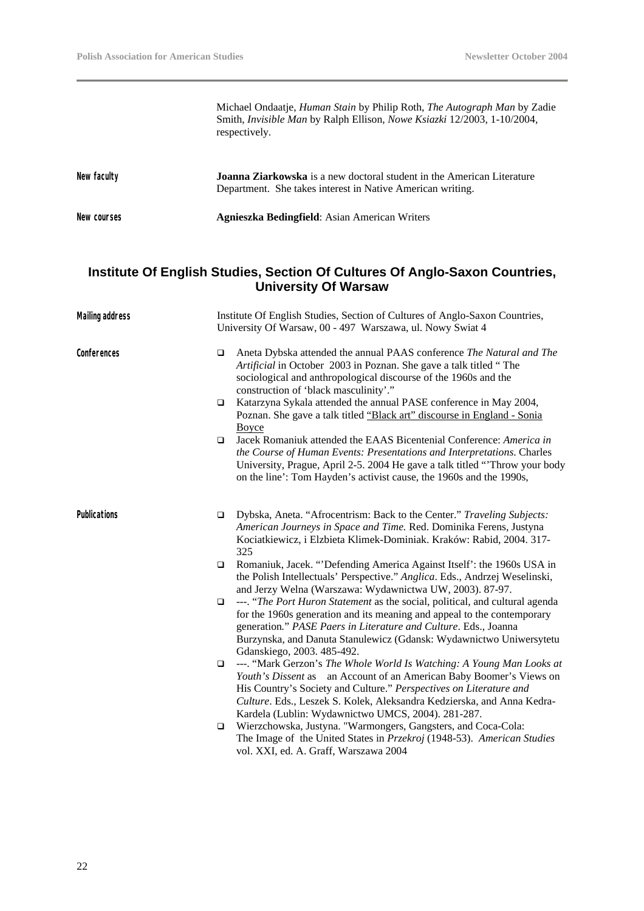Michael Ondaatje, *Human Stain* by Philip Roth, *The Autograph Man* by Zadie Smith, *Invisible Man* by Ralph Ellison, *Nowe Ksiazki* 12/2003, 1-10/2004, respectively.

**New faculty**

**Joanna Ziarkowska** is a new doctoral student in the American Literature Department. She takes interest in Native American writing.

**New courses**

**Agnieszka Bedingfield**: Asian American Writers

## Institute Of English Studies, Section Of Cultures Of Anglo-Saxon Countries, University Of Warsaw

**Mailing address**

Institute Of English Studies, Section of Cultures of Anglo-Saxon Countries, University Of Warsaw, 00 - 497 Warszawa, ul. Nowy Swiat 4

**Conferences**

- Aneta Dybska attended the annual PAAS conference *The Natural and The Artificial* in October 2003 in Poznan. She gave a talk titled " The sociological and anthropological discourse of the 1960s and the construction of 'black masculinity'."
- Katarzyna Sykala attended the annual PASE conference in May 2004, Poznan. She gave a talk titled <u>"Black art" discourse in England - Sonia Boyce</u>
- Jacek Romaniuk attended the EAAS Bicentenial Conference: *America in the Course of Human Events: Presentations and Interpretations*. Charles University, Prague, April 2-5. 2004 He gave a talk titled "'Throw your body on the line': Tom Hayden's activist cause, the 1960s and the 1990s,

**Publications**

- Dybska, Aneta. "Afrocentrism: Back to the Center." *Traveling Subjects: American Journeys in Space and Time.* Red. Dominika Ferens, Justyna Kociatkiewicz, i Elzbieta Klimek-Dominiak. Kraków: Rabid, 2004. 317-325
- Romaniuk, Jacek. "'Defending America Against Itself': the 1960s USA in the Polish Intellectuals' Perspective." *Anglica*. Eds., Andrzej Weselinski, and Jerzy Welna (Warszawa: Wydawnictwa UW, 2003). 87-97.
- ---. "*The Port Huron Statement* as the social, political, and cultural agenda for the 1960s generation and its meaning and appeal to the contemporary generation." *PASE Paers in Literature and Culture*. Eds., Joanna Burzynska, and Danuta Stanulewicz (Gdansk: Wydawnictwo Uniwersytetu Gdanskiego, 2003. 485-492.
- ---. "Mark Gerzon's *The Whole World Is Watching: A Young Man Looks at Youth's Dissent* as an Account of an American Baby Boomer's Views on His Country's Society and Culture." *Perspectives on Literature and Culture*. Eds., Leszek S. Kolek, Aleksandra Kedzierska, and Anna Kedra-Kardela (Lublin: Wydawnictwo UMCS, 2004). 281-287.
- Wierzchowska, Justyna. "Warmongers, Gangsters, and Coca-Cola: The Image of the United States in *Przekroj* (1948-53). *American Studies* vol. XXI, ed. A. Graff, Warszawa 2004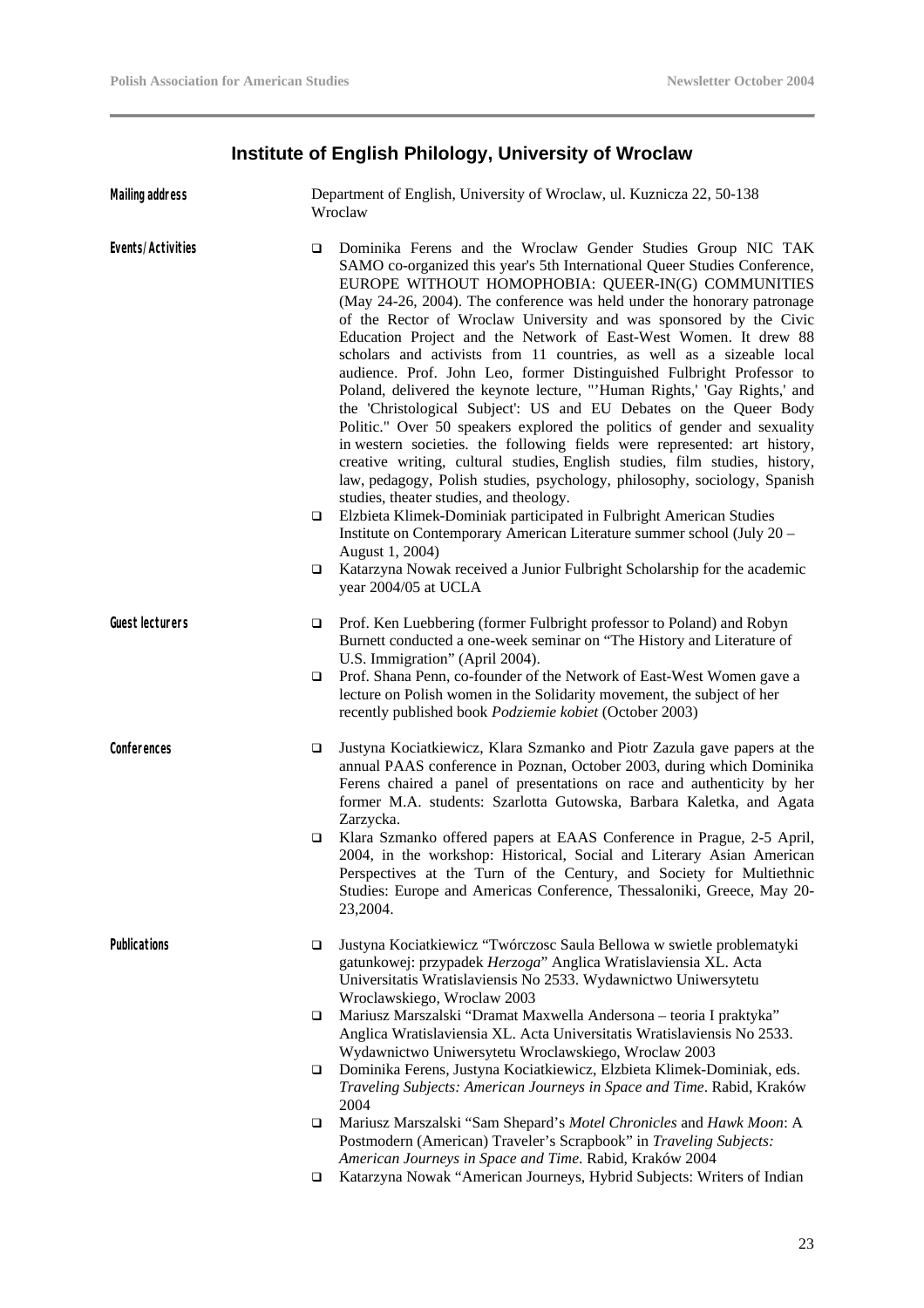## Institute of English Philology, University of Wroclaw

**Mailing address**

Department of English, University of Wroclaw, ul. Kuznicza 22, 50-138 Wroclaw

**Events/Activities**

- Dominika Ferens and the Wroclaw Gender Studies Group NIC TAK SAMO co-organized this year's 5th International Queer Studies Conference, EUROPE WITHOUT HOMOPHOBIA: QUEER-IN(G) COMMUNITIES (May 24-26, 2004). The conference was held under the honorary patronage of the Rector of Wroclaw University and was sponsored by the Civic Education Project and the Network of East-West Women. It drew 88 scholars and activists from 11 countries, as well as a sizeable local audience. Prof. John Leo, former Distinguished Fulbright Professor to Poland, delivered the keynote lecture, "'Human Rights,' 'Gay Rights,' and the 'Christological Subject': US and EU Debates on the Queer Body Politic." Over 50 speakers explored the politics of gender and sexuality in western societies. the following fields were represented: art history, creative writing, cultural studies, English studies, film studies, history, law, pedagogy, Polish studies, psychology, philosophy, sociology, Spanish studies, theater studies, and theology.
- Elzbieta Klimek-Dominiak participated in Fulbright American Studies Institute on Contemporary American Literature summer school (July 20 – August 1, 2004)
- Katarzyna Nowak received a Junior Fulbright Scholarship for the academic year 2004/05 at UCLA

**Guest lecturers**

- Prof. Ken Luebbering (former Fulbright professor to Poland) and Robyn Burnett conducted a one-week seminar on "The History and Literature of U.S. Immigration" (April 2004).
- Prof. Shana Penn, co-founder of the Network of East-West Women gave a lecture on Polish women in the Solidarity movement, the subject of her recently published book *Podziemie kobiet* (October 2003)

**Conferences**

- Justyna Kociatkiewicz, Klara Szmanko and Piotr Zazula gave papers at the annual PAAS conference in Poznan, October 2003, during which Dominika Ferens chaired a panel of presentations on race and authenticity by her former M.A. students: Szarlotta Gutowska, Barbara Kaletka, and Agata Zarzycka.
- Klara Szmanko offered papers at EAAS Conference in Prague, 2-5 April, 2004, in the workshop: Historical, Social and Literary Asian American Perspectives at the Turn of the Century, and Society for Multiethnic Studies: Europe and Americas Conference, Thessaloniki, Greece, May 20-23,2004.

**Publications**

- Justyna Kociatkiewicz "Twórczosc Saula Bellowa w swietle problematyki gatunkowej: przypadek *Herzoga*" Anglica Wratislaviensia XL. Acta Universitatis Wratislaviensis No 2533. Wydawnictwo Uniwersytetu Wroclawskiego, Wroclaw 2003
- Mariusz Marszalski "Dramat Maxwella Andersona – teoria I praktyka" Anglica Wratislaviensia XL. Acta Universitatis Wratislaviensis No 2533. Wydawnictwo Uniwersytetu Wroclawskiego, Wroclaw 2003
- Dominika Ferens, Justyna Kociatkiewicz, Elzbieta Klimek-Dominiak, eds. *Traveling Subjects: American Journeys in Space and Time*. Rabid, Kraków 2004
- Mariusz Marszalski "Sam Shepard's *Motel Chronicles* and *Hawk Moon*: A Postmodern (American) Traveler's Scrapbook" in *Traveling Subjects: American Journeys in Space and Time*. Rabid, Kraków 2004
- Katarzyna Nowak "American Journeys, Hybrid Subjects: Writers of Indian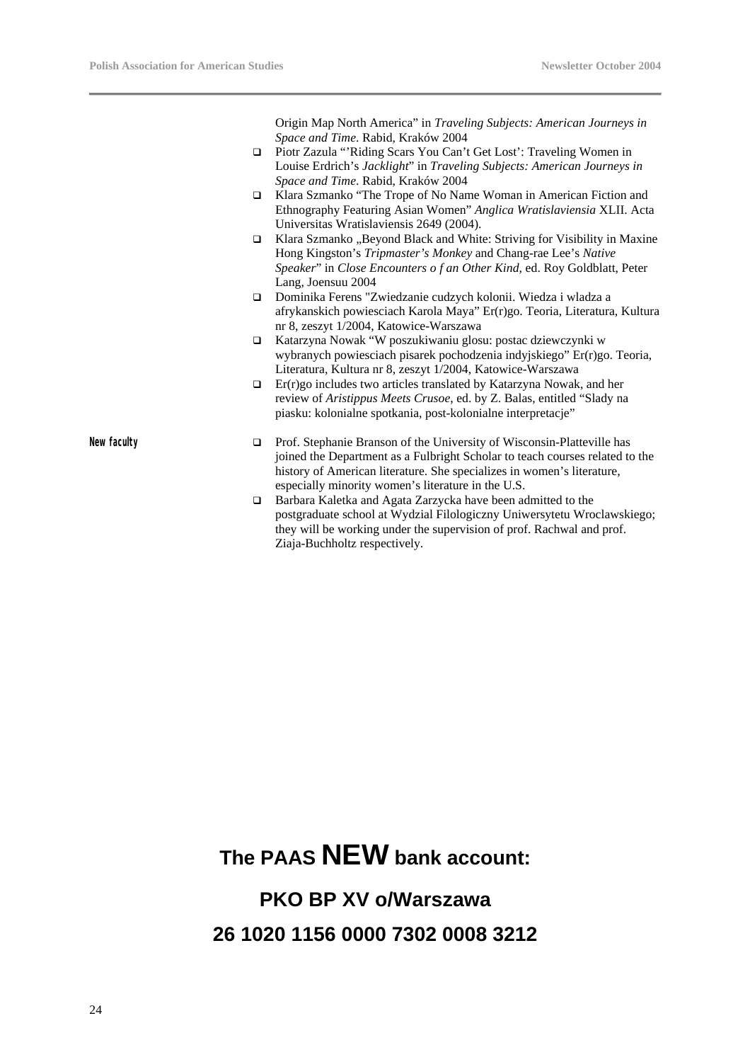Origin Map North America" in *Traveling Subjects: American Journeys in Space and Time*. Rabid, Kraków 2004

- Piotr Zazula "'Riding Scars You Can't Get Lost': Traveling Women in Louise Erdrich's *Jacklight*" in *Traveling Subjects: American Journeys in Space and Time*. Rabid, Kraków 2004
- Klara Szmanko "The Trope of No Name Woman in American Fiction and Ethnography Featuring Asian Women" *Anglica Wratislaviensia* XLII. Acta Universitas Wratislaviensis 2649 (2004).
- Klara Szmanko „Beyond Black and White: Striving for Visibility in Maxine Hong Kingston's *Tripmaster's Monkey* and Chang-rae Lee's *Native Speaker*" in *Close Encounters o f an Other Kind*, ed. Roy Goldblatt, Peter Lang, Joensuu 2004
- Dominika Ferens "Zwiedzanie cudzych kolonii. Wiedza i wladza a afrykanskich powiesciach Karola Maya" Er(r)go. Teoria, Literatura, Kultura nr 8, zeszyt 1/2004, Katowice-Warszawa
- Katarzyna Nowak "W poszukiwaniu glosu: postac dziewczynki w wybranych powiesciach pisarek pochodzenia indyjskiego" Er(r)go. Teoria, Literatura, Kultura nr 8, zeszyt 1/2004, Katowice-Warszawa
- Er(r)go includes two articles translated by Katarzyna Nowak, and her review of *Aristippus Meets Crusoe*, ed. by Z. Balas, entitled "Slady na piasku: kolonialne spotkania, post-kolonialne interpretacje"

**New faculty**

- Prof. Stephanie Branson of the University of Wisconsin-Platteville has joined the Department as a Fulbright Scholar to teach courses related to the history of American literature. She specializes in women's literature, especially minority women's literature in the U.S.
- Barbara Kaletka and Agata Zarzycka have been admitted to the postgraduate school at Wydzial Filologiczny Uniwersytetu Wroclawskiego; they will be working under the supervision of prof. Rachwal and prof. Ziaja-Buchholtz respectively.

**The PAAS NEW bank account:**

**PKO BP XV o/Warszawa**

**26 1020 1156 0000 7302 0008 3212**